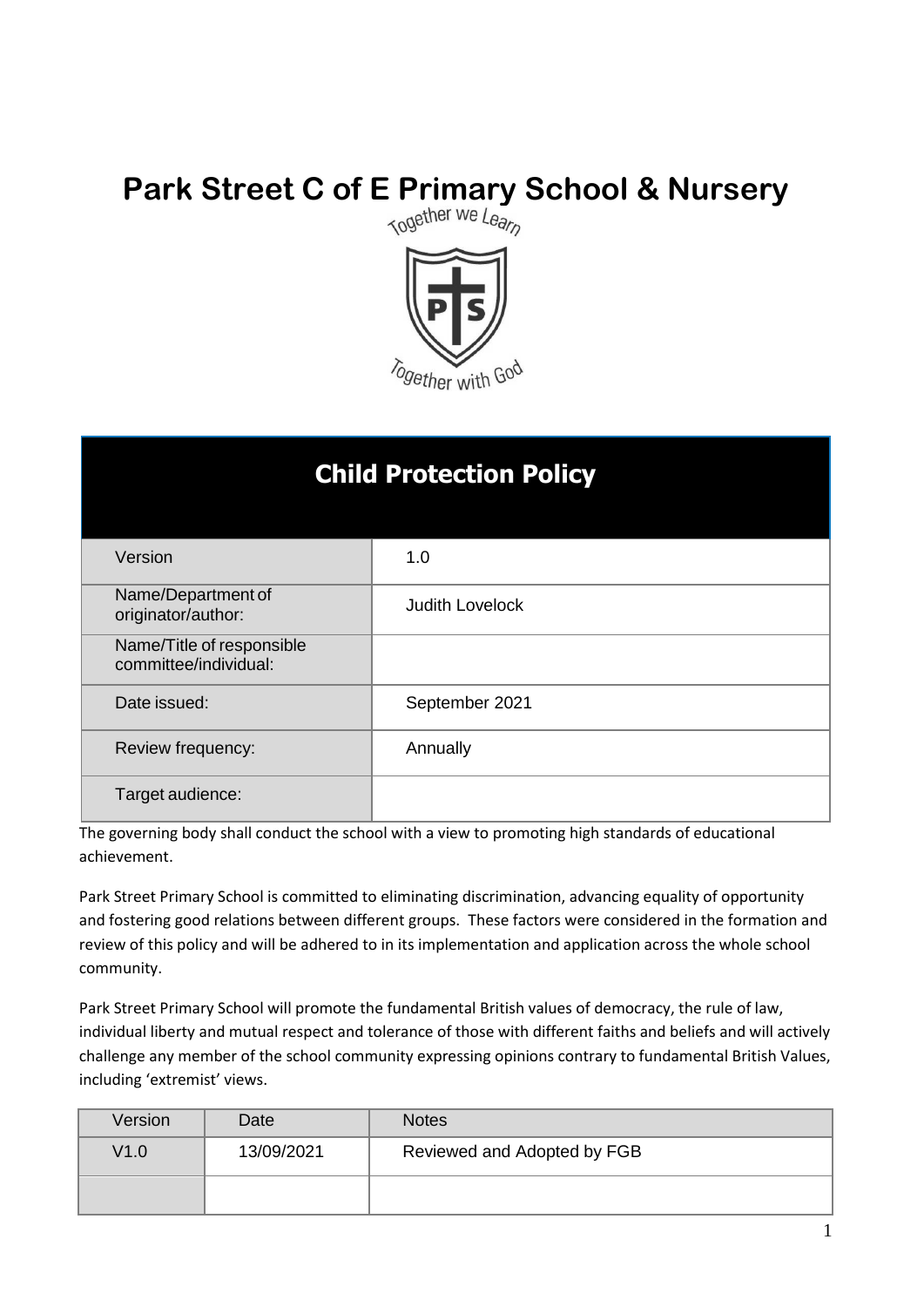# Park Street C of E Primary School & Nursery

Together we Learn

Together with God

## Child Protection Policy

| | |
|---|---|
| Version | 1.0 |
| Name/Department of originator/author: | Judith Lovelock |
| Name/Title of responsible committee/individual: | |
| Date issued: | September 2021 |
| Review frequency: | Annually |
| Target audience: | |

The governing body shall conduct the school with a view to promoting high standards of educational achievement.

Park Street Primary School is committed to eliminating discrimination, advancing equality of opportunity and fostering good relations between different groups. These factors were considered in the formation and review of this policy and will be adhered to in its implementation and application across the whole school community.

Park Street Primary School will promote the fundamental British values of democracy, the rule of law, individual liberty and mutual respect and tolerance of those with different faiths and beliefs and will actively challenge any member of the school community expressing opinions contrary to fundamental British Values, including 'extremist' views.

| Version | Date | Notes |
|---|---|---|
| V1.0 | 13/09/2021 | Reviewed and Adopted by FGB |
| | | |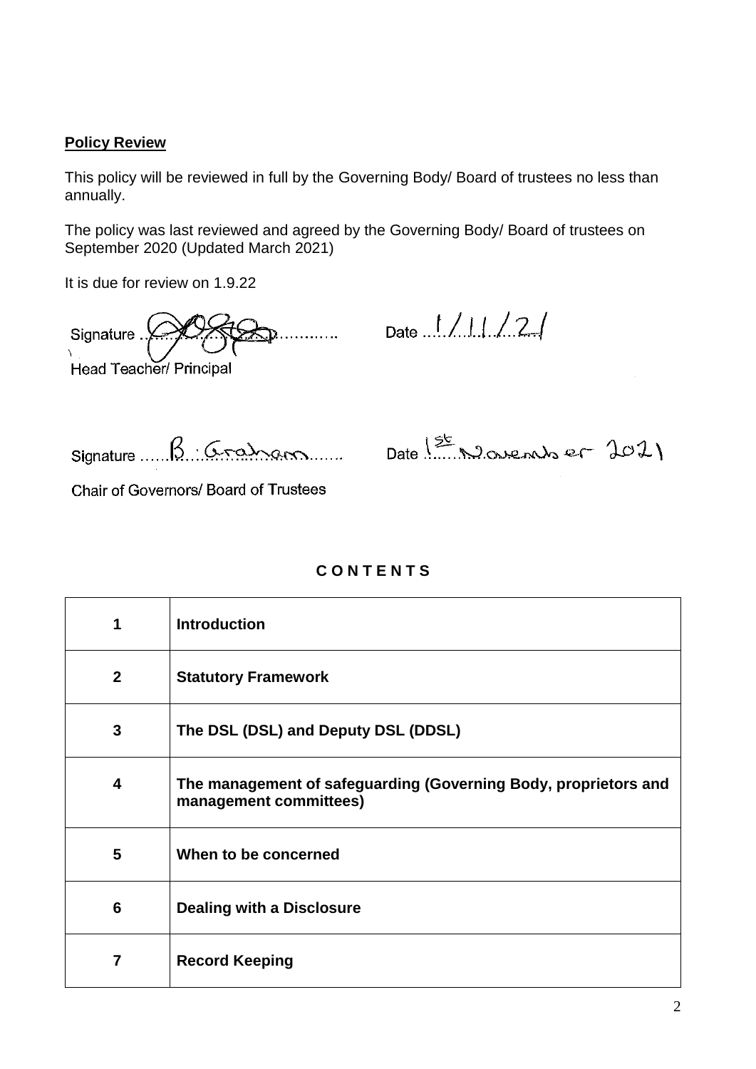**Policy Review**

This policy will be reviewed in full by the Governing Body/ Board of trustees no less than annually.

The policy was last reviewed and agreed by the Governing Body/ Board of trustees on September 2020 (Updated March 2021)

It is due for review on 1.9.22

Signature ............................ Date 1/11/21

Head Teacher/ Principal

Signature B. Graham Date 1st November 2021

Chair of Governors/ Board of Trustees

**C O N T E N T S**

| | |
|---|---|
| **1** | **Introduction** |
| **2** | **Statutory Framework** |
| **3** | **The DSL (DSL) and Deputy DSL (DDSL)** |
| **4** | **The management of safeguarding (Governing Body, proprietors and management committees)** |
| **5** | **When to be concerned** |
| **6** | **Dealing with a Disclosure** |
| **7** | **Record Keeping** |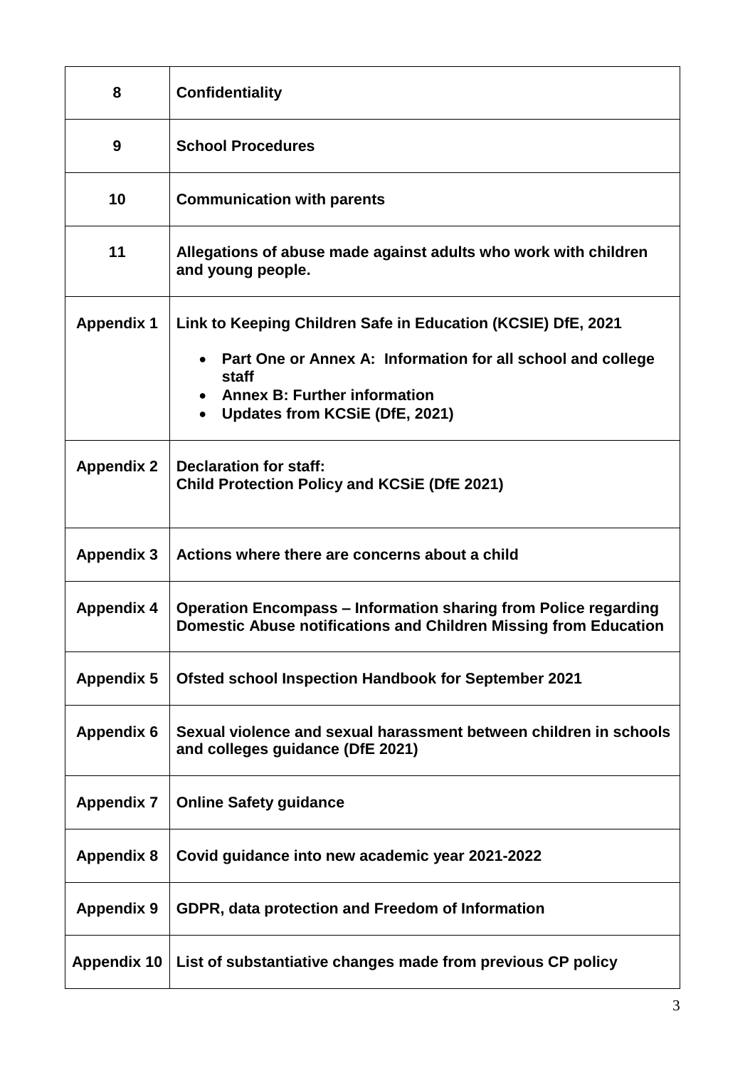| | |
|---|---|
| **8** | **Confidentiality** |
| **9** | **School Procedures** |
| **10** | **Communication with parents** |
| **11** | **Allegations of abuse made against adults who work with children and young people.** |
| **Appendix 1** | **Link to Keeping Children Safe in Education (KCSIE) DfE, 2021**<br>• **Part One or Annex A: Information for all school and college staff**<br>• **Annex B: Further information**<br>• **Updates from KCSiE (DfE, 2021)** |
| **Appendix 2** | **Declaration for staff:**<br>**Child Protection Policy and KCSiE (DfE 2021)** |
| **Appendix 3** | **Actions where there are concerns about a child** |
| **Appendix 4** | **Operation Encompass – Information sharing from Police regarding Domestic Abuse notifications and Children Missing from Education** |
| **Appendix 5** | **Ofsted school Inspection Handbook for September 2021** |
| **Appendix 6** | **Sexual violence and sexual harassment between children in schools and colleges guidance (DfE 2021)** |
| **Appendix 7** | **Online Safety guidance** |
| **Appendix 8** | **Covid guidance into new academic year 2021-2022** |
| **Appendix 9** | **GDPR, data protection and Freedom of Information** |
| **Appendix 10** | **List of substantiative changes made from previous CP policy** |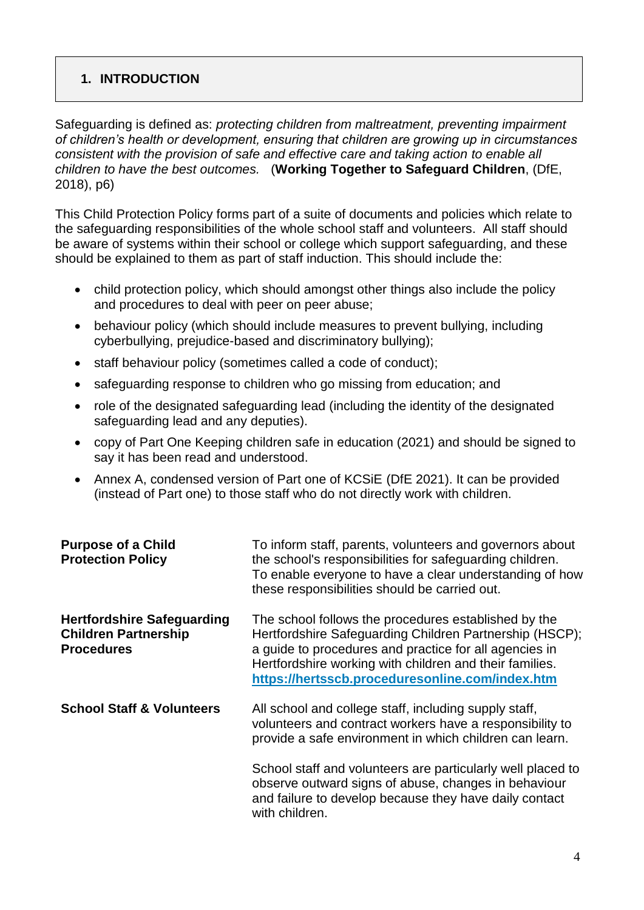## 1. INTRODUCTION

Safeguarding is defined as: *protecting children from maltreatment, preventing impairment of children's health or development, ensuring that children are growing up in circumstances consistent with the provision of safe and effective care and taking action to enable all children to have the best outcomes.* (**Working Together to Safeguard Children**, (DfE, 2018), p6)

This Child Protection Policy forms part of a suite of documents and policies which relate to the safeguarding responsibilities of the whole school staff and volunteers. All staff should be aware of systems within their school or college which support safeguarding, and these should be explained to them as part of staff induction. This should include the:

- child protection policy, which should amongst other things also include the policy and procedures to deal with peer on peer abuse;
- behaviour policy (which should include measures to prevent bullying, including cyberbullying, prejudice-based and discriminatory bullying);
- staff behaviour policy (sometimes called a code of conduct);
- safeguarding response to children who go missing from education; and
- role of the designated safeguarding lead (including the identity of the designated safeguarding lead and any deputies).
- copy of Part One Keeping children safe in education (2021) and should be signed to say it has been read and understood.
- Annex A, condensed version of Part one of KCSiE (DfE 2021). It can be provided (instead of Part one) to those staff who do not directly work with children.

| | |
|---|---|
| **Purpose of a Child Protection Policy** | To inform staff, parents, volunteers and governors about the school's responsibilities for safeguarding children. To enable everyone to have a clear understanding of how these responsibilities should be carried out. |
| **Hertfordshire Safeguarding Children Partnership Procedures** | The school follows the procedures established by the Hertfordshire Safeguarding Children Partnership (HSCP); a guide to procedures and practice for all agencies in Hertfordshire working with children and their families. **https://hertsscb.proceduresonline.com/index.htm** |
| **School Staff & Volunteers** | All school and college staff, including supply staff, volunteers and contract workers have a responsibility to provide a safe environment in which children can learn. |
| | School staff and volunteers are particularly well placed to observe outward signs of abuse, changes in behaviour and failure to develop because they have daily contact with children. |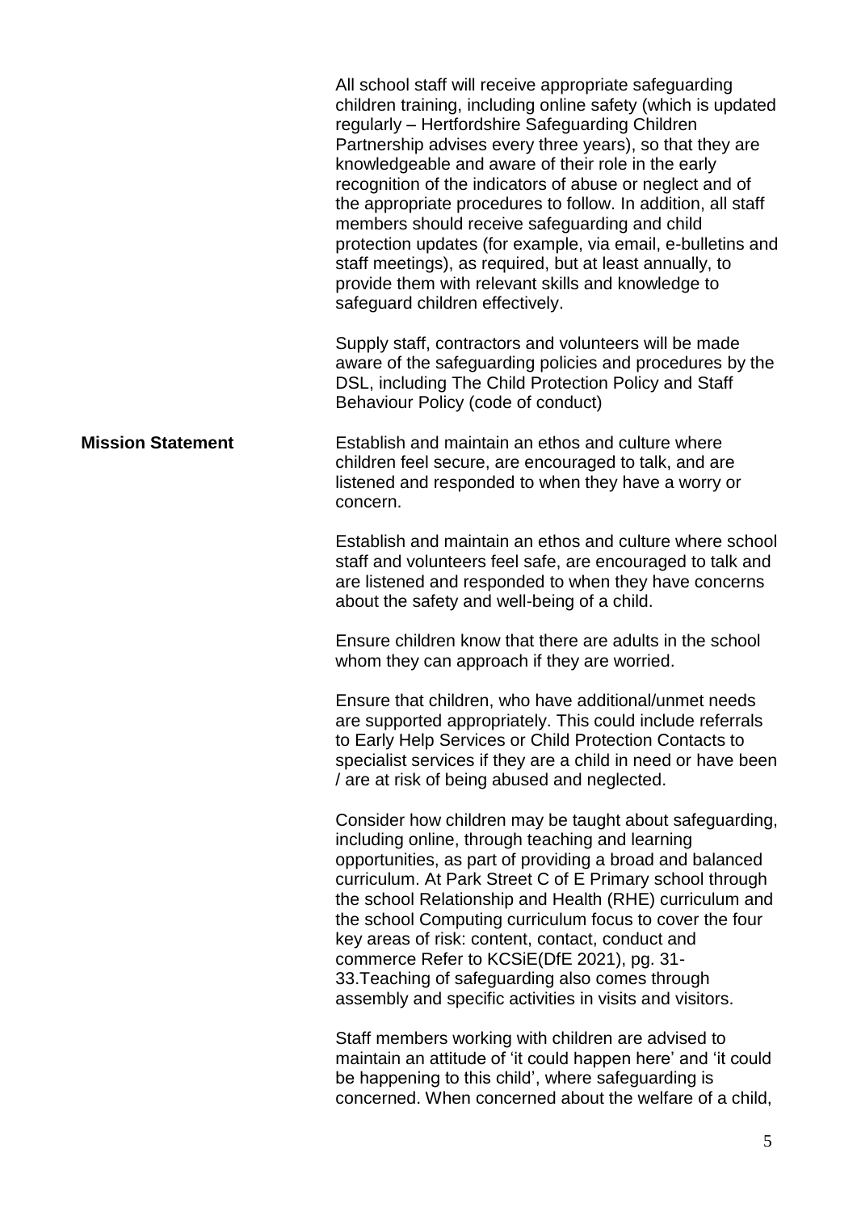All school staff will receive appropriate safeguarding children training, including online safety (which is updated regularly – Hertfordshire Safeguarding Children Partnership advises every three years), so that they are knowledgeable and aware of their role in the early recognition of the indicators of abuse or neglect and of the appropriate procedures to follow. In addition, all staff members should receive safeguarding and child protection updates (for example, via email, e-bulletins and staff meetings), as required, but at least annually, to provide them with relevant skills and knowledge to safeguard children effectively.

Supply staff, contractors and volunteers will be made aware of the safeguarding policies and procedures by the DSL, including The Child Protection Policy and Staff Behaviour Policy (code of conduct)

**Mission Statement**

Establish and maintain an ethos and culture where children feel secure, are encouraged to talk, and are listened and responded to when they have a worry or concern.

Establish and maintain an ethos and culture where school staff and volunteers feel safe, are encouraged to talk and are listened and responded to when they have concerns about the safety and well-being of a child.

Ensure children know that there are adults in the school whom they can approach if they are worried.

Ensure that children, who have additional/unmet needs are supported appropriately. This could include referrals to Early Help Services or Child Protection Contacts to specialist services if they are a child in need or have been / are at risk of being abused and neglected.

Consider how children may be taught about safeguarding, including online, through teaching and learning opportunities, as part of providing a broad and balanced curriculum. At Park Street C of E Primary school through the school Relationship and Health (RHE) curriculum and the school Computing curriculum focus to cover the four key areas of risk: content, contact, conduct and commerce Refer to KCSiE(DfE 2021), pg. 31-33.Teaching of safeguarding also comes through assembly and specific activities in visits and visitors.

Staff members working with children are advised to maintain an attitude of 'it could happen here' and 'it could be happening to this child', where safeguarding is concerned. When concerned about the welfare of a child,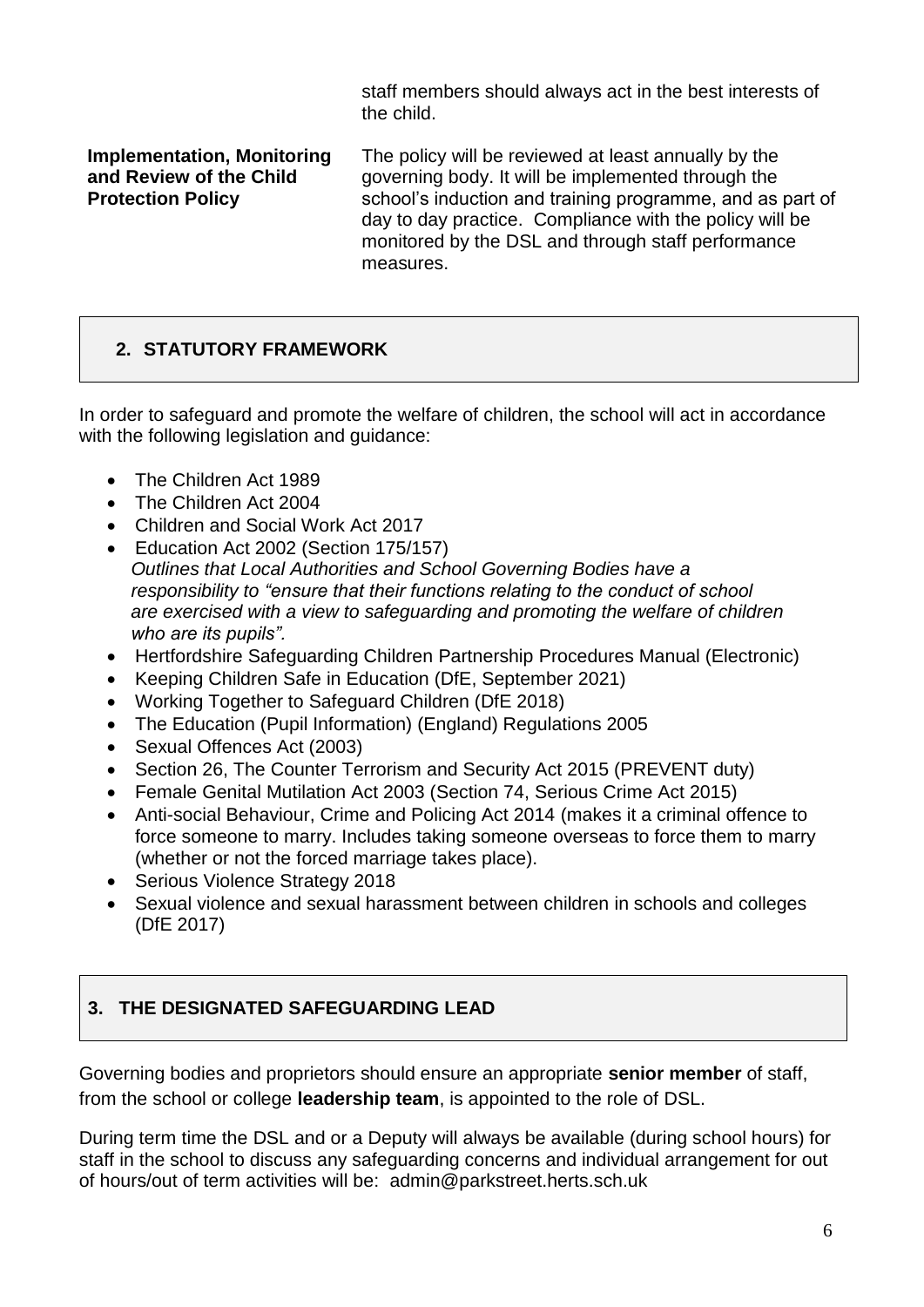| | |
|---|---|
| | staff members should always act in the best interests of the child. |
| **Implementation, Monitoring and Review of the Child Protection Policy** | The policy will be reviewed at least annually by the governing body. It will be implemented through the school's induction and training programme, and as part of day to day practice. Compliance with the policy will be monitored by the DSL and through staff performance measures. |

## 2. STATUTORY FRAMEWORK

In order to safeguard and promote the welfare of children, the school will act in accordance with the following legislation and guidance:

- The Children Act 1989
- The Children Act 2004
- Children and Social Work Act 2017
- Education Act 2002 (Section 175/157)
  *Outlines that Local Authorities and School Governing Bodies have a responsibility to "ensure that their functions relating to the conduct of school are exercised with a view to safeguarding and promoting the welfare of children who are its pupils".*
- Hertfordshire Safeguarding Children Partnership Procedures Manual (Electronic)
- Keeping Children Safe in Education (DfE, September 2021)
- Working Together to Safeguard Children (DfE 2018)
- The Education (Pupil Information) (England) Regulations 2005
- Sexual Offences Act (2003)
- Section 26, The Counter Terrorism and Security Act 2015 (PREVENT duty)
- Female Genital Mutilation Act 2003 (Section 74, Serious Crime Act 2015)
- Anti-social Behaviour, Crime and Policing Act 2014 (makes it a criminal offence to force someone to marry. Includes taking someone overseas to force them to marry (whether or not the forced marriage takes place).
- Serious Violence Strategy 2018
- Sexual violence and sexual harassment between children in schools and colleges (DfE 2017)

## 3. THE DESIGNATED SAFEGUARDING LEAD

Governing bodies and proprietors should ensure an appropriate **senior member** of staff, from the school or college **leadership team**, is appointed to the role of DSL.

During term time the DSL and or a Deputy will always be available (during school hours) for staff in the school to discuss any safeguarding concerns and individual arrangement for out of hours/out of term activities will be: admin@parkstreet.herts.sch.uk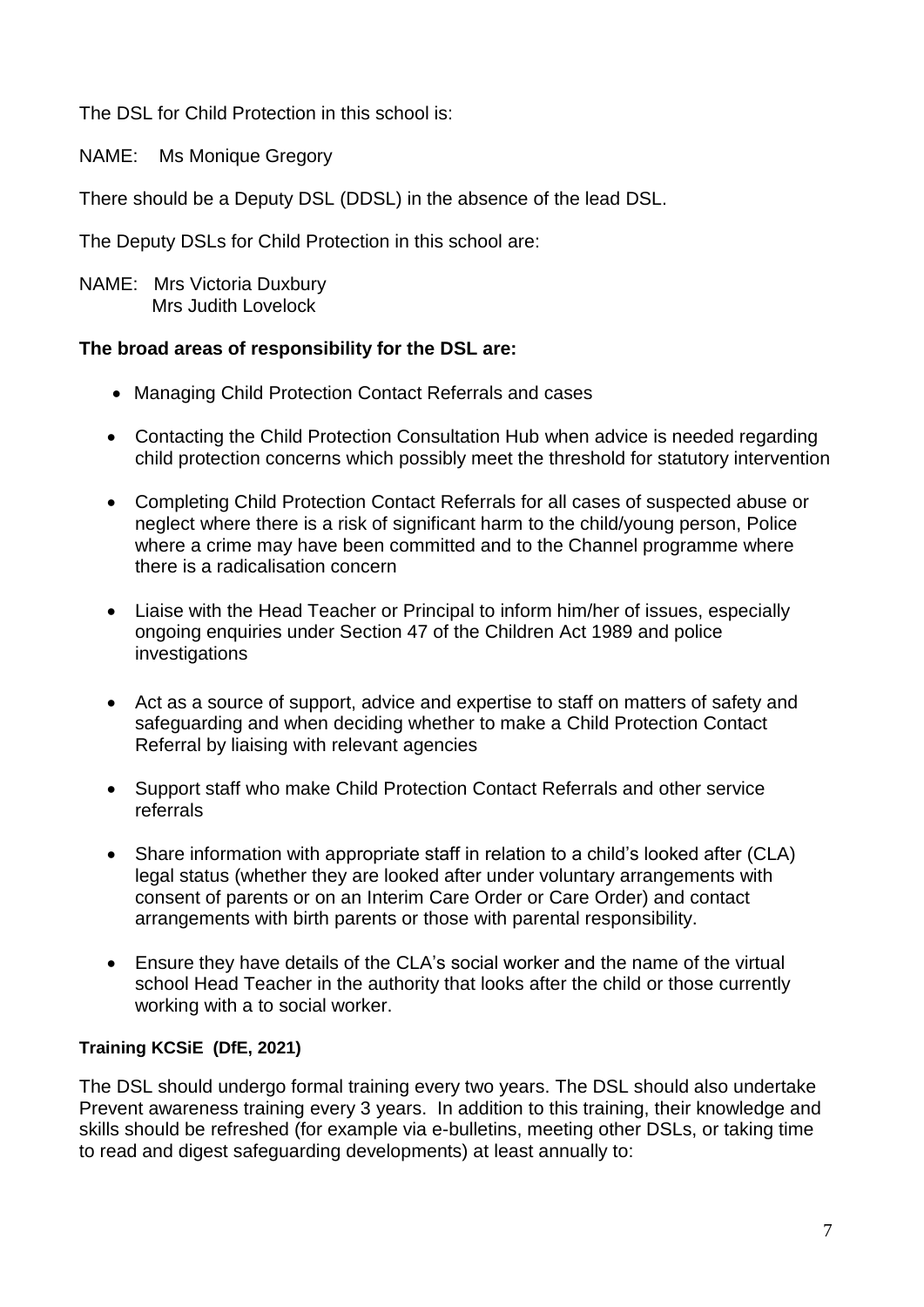The DSL for Child Protection in this school is:

NAME: Ms Monique Gregory

There should be a Deputy DSL (DDSL) in the absence of the lead DSL.

The Deputy DSLs for Child Protection in this school are:

NAME: Mrs Victoria Duxbury
Mrs Judith Lovelock

**The broad areas of responsibility for the DSL are:**

- Managing Child Protection Contact Referrals and cases
- Contacting the Child Protection Consultation Hub when advice is needed regarding child protection concerns which possibly meet the threshold for statutory intervention
- Completing Child Protection Contact Referrals for all cases of suspected abuse or neglect where there is a risk of significant harm to the child/young person, Police where a crime may have been committed and to the Channel programme where there is a radicalisation concern
- Liaise with the Head Teacher or Principal to inform him/her of issues, especially ongoing enquiries under Section 47 of the Children Act 1989 and police investigations
- Act as a source of support, advice and expertise to staff on matters of safety and safeguarding and when deciding whether to make a Child Protection Contact Referral by liaising with relevant agencies
- Support staff who make Child Protection Contact Referrals and other service referrals
- Share information with appropriate staff in relation to a child's looked after (CLA) legal status (whether they are looked after under voluntary arrangements with consent of parents or on an Interim Care Order or Care Order) and contact arrangements with birth parents or those with parental responsibility.
- Ensure they have details of the CLA's social worker and the name of the virtual school Head Teacher in the authority that looks after the child or those currently working with a to social worker.

**Training KCSiE (DfE, 2021)**

The DSL should undergo formal training every two years. The DSL should also undertake Prevent awareness training every 3 years. In addition to this training, their knowledge and skills should be refreshed (for example via e-bulletins, meeting other DSLs, or taking time to read and digest safeguarding developments) at least annually to: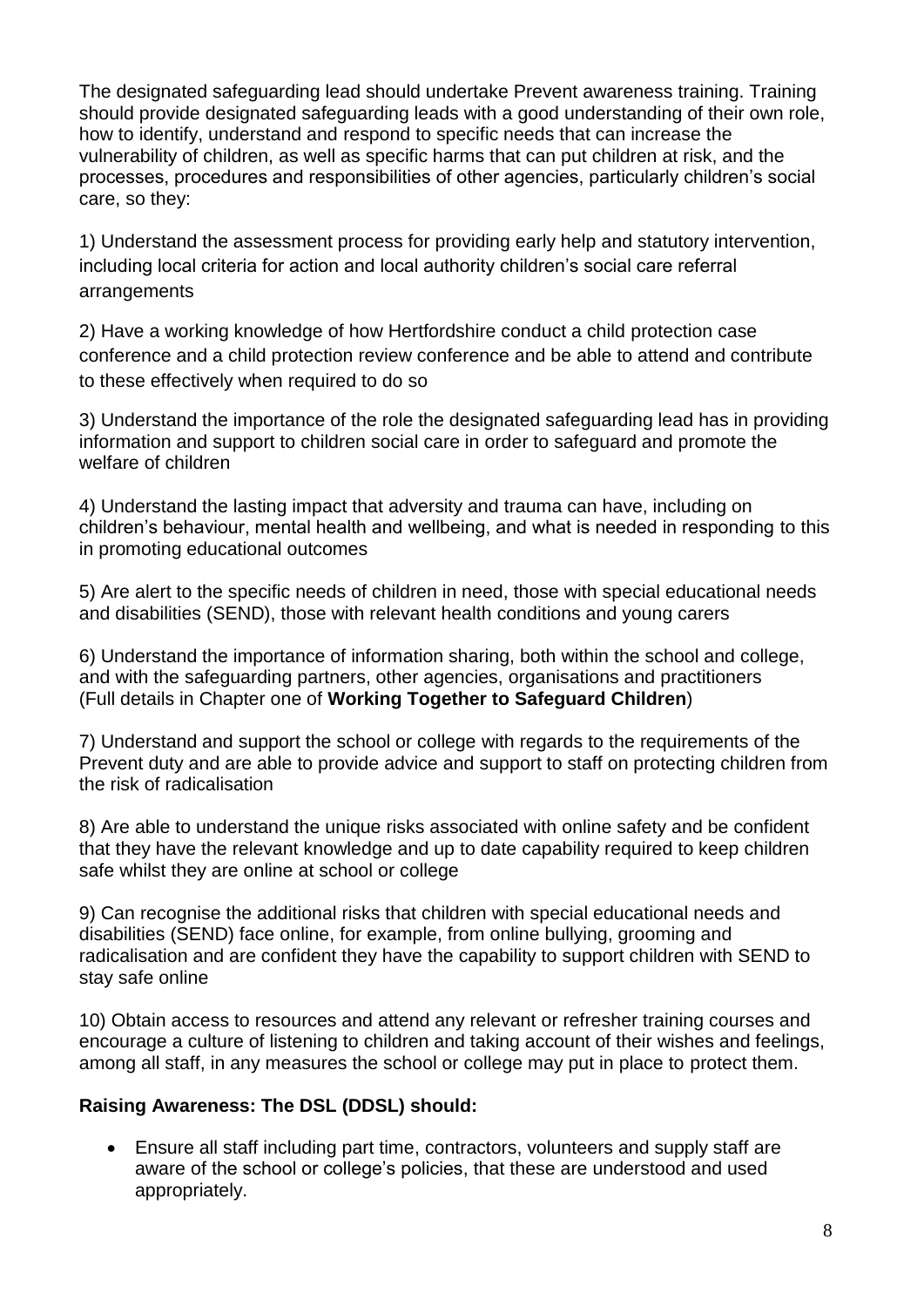The designated safeguarding lead should undertake Prevent awareness training. Training should provide designated safeguarding leads with a good understanding of their own role, how to identify, understand and respond to specific needs that can increase the vulnerability of children, as well as specific harms that can put children at risk, and the processes, procedures and responsibilities of other agencies, particularly children's social care, so they:

1) Understand the assessment process for providing early help and statutory intervention, including local criteria for action and local authority children's social care referral arrangements

2) Have a working knowledge of how Hertfordshire conduct a child protection case conference and a child protection review conference and be able to attend and contribute to these effectively when required to do so

3) Understand the importance of the role the designated safeguarding lead has in providing information and support to children social care in order to safeguard and promote the welfare of children

4) Understand the lasting impact that adversity and trauma can have, including on children's behaviour, mental health and wellbeing, and what is needed in responding to this in promoting educational outcomes

5) Are alert to the specific needs of children in need, those with special educational needs and disabilities (SEND), those with relevant health conditions and young carers

6) Understand the importance of information sharing, both within the school and college, and with the safeguarding partners, other agencies, organisations and practitioners (Full details in Chapter one of **Working Together to Safeguard Children**)

7) Understand and support the school or college with regards to the requirements of the Prevent duty and are able to provide advice and support to staff on protecting children from the risk of radicalisation

8) Are able to understand the unique risks associated with online safety and be confident that they have the relevant knowledge and up to date capability required to keep children safe whilst they are online at school or college

9) Can recognise the additional risks that children with special educational needs and disabilities (SEND) face online, for example, from online bullying, grooming and radicalisation and are confident they have the capability to support children with SEND to stay safe online

10) Obtain access to resources and attend any relevant or refresher training courses and encourage a culture of listening to children and taking account of their wishes and feelings, among all staff, in any measures the school or college may put in place to protect them.

**Raising Awareness: The DSL (DDSL) should:**

- Ensure all staff including part time, contractors, volunteers and supply staff are aware of the school or college's policies, that these are understood and used appropriately.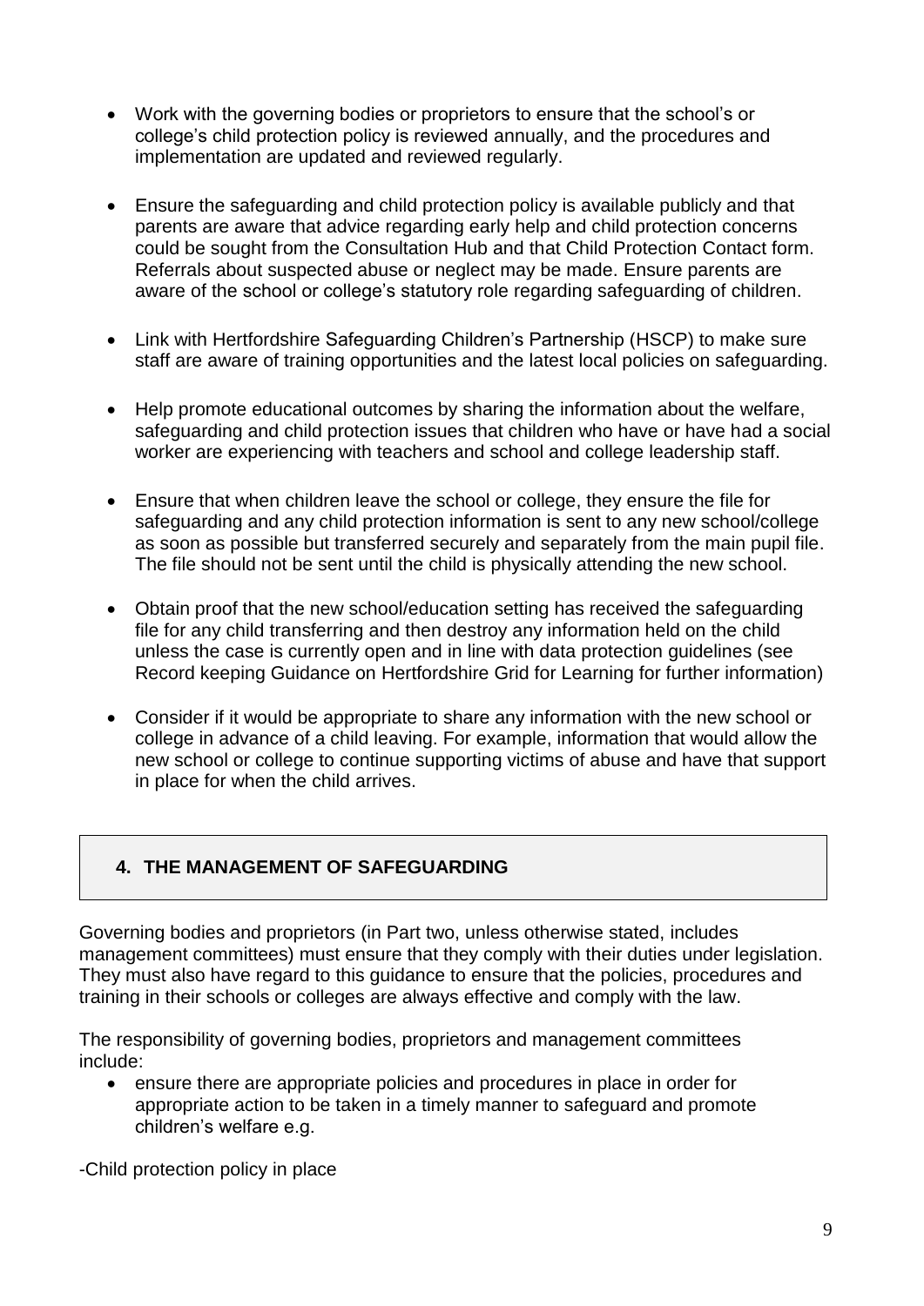- Work with the governing bodies or proprietors to ensure that the school's or college's child protection policy is reviewed annually, and the procedures and implementation are updated and reviewed regularly.

- Ensure the safeguarding and child protection policy is available publicly and that parents are aware that advice regarding early help and child protection concerns could be sought from the Consultation Hub and that Child Protection Contact form. Referrals about suspected abuse or neglect may be made. Ensure parents are aware of the school or college's statutory role regarding safeguarding of children.

- Link with Hertfordshire Safeguarding Children's Partnership (HSCP) to make sure staff are aware of training opportunities and the latest local policies on safeguarding.

- Help promote educational outcomes by sharing the information about the welfare, safeguarding and child protection issues that children who have or have had a social worker are experiencing with teachers and school and college leadership staff.

- Ensure that when children leave the school or college, they ensure the file for safeguarding and any child protection information is sent to any new school/college as soon as possible but transferred securely and separately from the main pupil file. The file should not be sent until the child is physically attending the new school.

- Obtain proof that the new school/education setting has received the safeguarding file for any child transferring and then destroy any information held on the child unless the case is currently open and in line with data protection guidelines (see Record keeping Guidance on Hertfordshire Grid for Learning for further information)

- Consider if it would be appropriate to share any information with the new school or college in advance of a child leaving. For example, information that would allow the new school or college to continue supporting victims of abuse and have that support in place for when the child arrives.

## 4. THE MANAGEMENT OF SAFEGUARDING

Governing bodies and proprietors (in Part two, unless otherwise stated, includes management committees) must ensure that they comply with their duties under legislation. They must also have regard to this guidance to ensure that the policies, procedures and training in their schools or colleges are always effective and comply with the law.

The responsibility of governing bodies, proprietors and management committees include:

- ensure there are appropriate policies and procedures in place in order for appropriate action to be taken in a timely manner to safeguard and promote children's welfare e.g.

-Child protection policy in place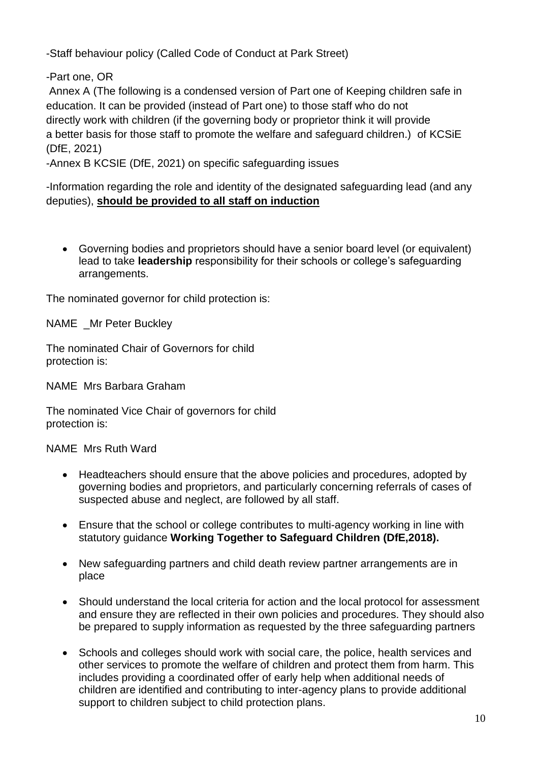-Staff behaviour policy (Called Code of Conduct at Park Street)

-Part one, OR

Annex A (The following is a condensed version of Part one of Keeping children safe in education. It can be provided (instead of Part one) to those staff who do not directly work with children (if the governing body or proprietor think it will provide a better basis for those staff to promote the welfare and safeguard children.) of KCSiE (DfE, 2021)

-Annex B KCSIE (DfE, 2021) on specific safeguarding issues

-Information regarding the role and identity of the designated safeguarding lead (and any deputies), **should be provided to all staff on induction**

- Governing bodies and proprietors should have a senior board level (or equivalent) lead to take **leadership** responsibility for their schools or college's safeguarding arrangements.

The nominated governor for child protection is:

NAME _Mr Peter Buckley

The nominated Chair of Governors for child protection is:

NAME Mrs Barbara Graham

The nominated Vice Chair of governors for child protection is:

NAME Mrs Ruth Ward

- Headteachers should ensure that the above policies and procedures, adopted by governing bodies and proprietors, and particularly concerning referrals of cases of suspected abuse and neglect, are followed by all staff.
- Ensure that the school or college contributes to multi-agency working in line with statutory guidance **Working Together to Safeguard Children (DfE,2018).**
- New safeguarding partners and child death review partner arrangements are in place
- Should understand the local criteria for action and the local protocol for assessment and ensure they are reflected in their own policies and procedures. They should also be prepared to supply information as requested by the three safeguarding partners
- Schools and colleges should work with social care, the police, health services and other services to promote the welfare of children and protect them from harm. This includes providing a coordinated offer of early help when additional needs of children are identified and contributing to inter-agency plans to provide additional support to children subject to child protection plans.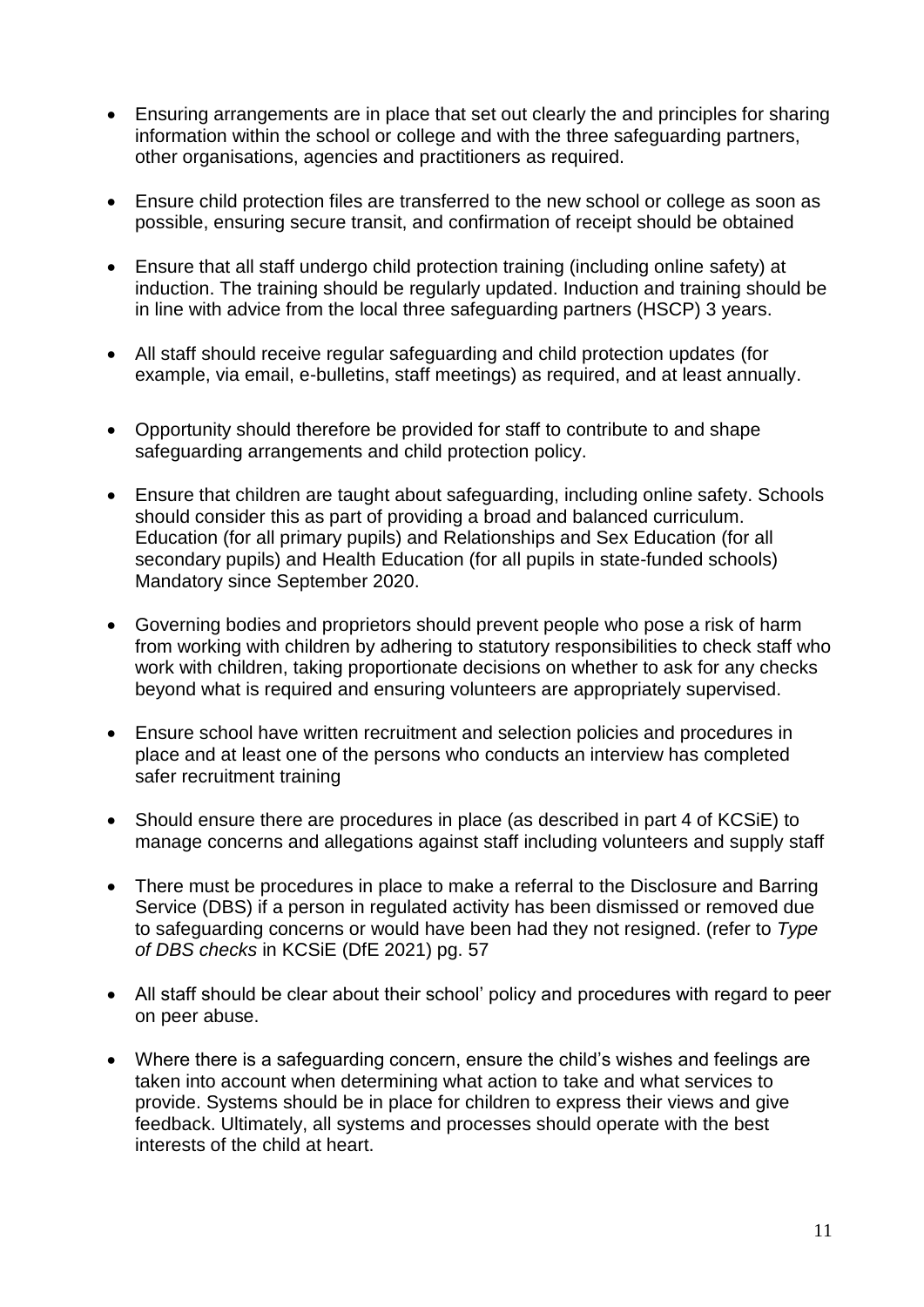- Ensuring arrangements are in place that set out clearly the and principles for sharing information within the school or college and with the three safeguarding partners, other organisations, agencies and practitioners as required.
- Ensure child protection files are transferred to the new school or college as soon as possible, ensuring secure transit, and confirmation of receipt should be obtained
- Ensure that all staff undergo child protection training (including online safety) at induction. The training should be regularly updated. Induction and training should be in line with advice from the local three safeguarding partners (HSCP) 3 years.
- All staff should receive regular safeguarding and child protection updates (for example, via email, e-bulletins, staff meetings) as required, and at least annually.
- Opportunity should therefore be provided for staff to contribute to and shape safeguarding arrangements and child protection policy.
- Ensure that children are taught about safeguarding, including online safety. Schools should consider this as part of providing a broad and balanced curriculum. Education (for all primary pupils) and Relationships and Sex Education (for all secondary pupils) and Health Education (for all pupils in state-funded schools) Mandatory since September 2020.
- Governing bodies and proprietors should prevent people who pose a risk of harm from working with children by adhering to statutory responsibilities to check staff who work with children, taking proportionate decisions on whether to ask for any checks beyond what is required and ensuring volunteers are appropriately supervised.
- Ensure school have written recruitment and selection policies and procedures in place and at least one of the persons who conducts an interview has completed safer recruitment training
- Should ensure there are procedures in place (as described in part 4 of KCSiE) to manage concerns and allegations against staff including volunteers and supply staff
- There must be procedures in place to make a referral to the Disclosure and Barring Service (DBS) if a person in regulated activity has been dismissed or removed due to safeguarding concerns or would have been had they not resigned. (refer to *Type of DBS checks* in KCSiE (DfE 2021) pg. 57
- All staff should be clear about their school' policy and procedures with regard to peer on peer abuse.
- Where there is a safeguarding concern, ensure the child's wishes and feelings are taken into account when determining what action to take and what services to provide. Systems should be in place for children to express their views and give feedback. Ultimately, all systems and processes should operate with the best interests of the child at heart.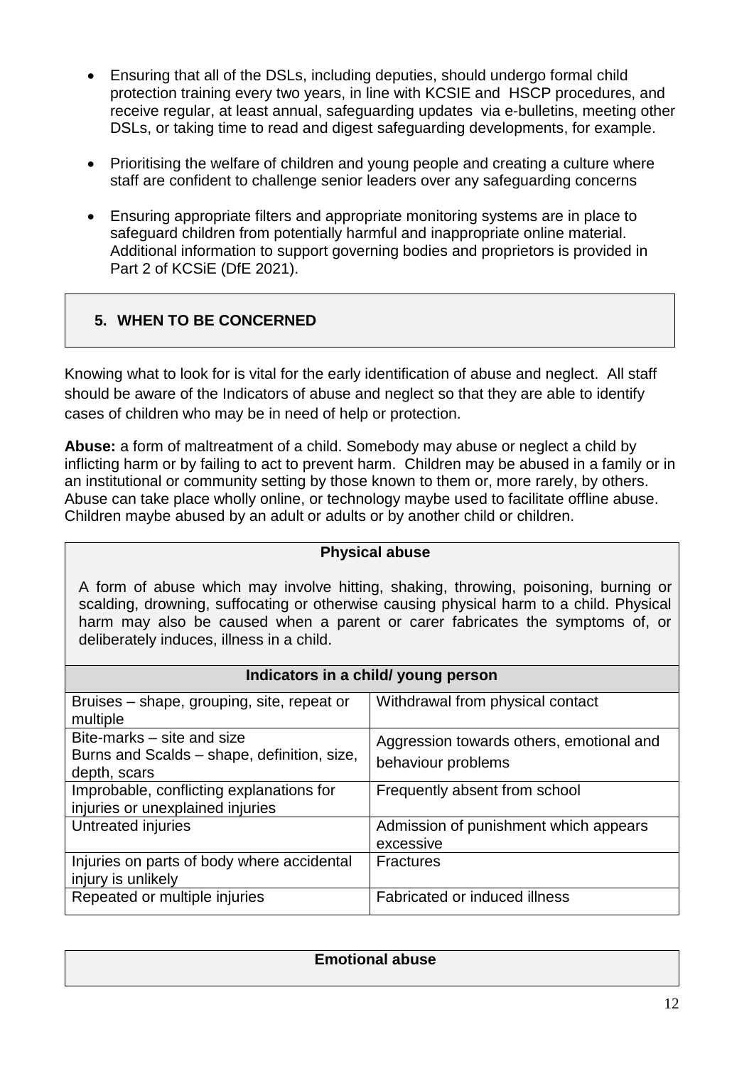- Ensuring that all of the DSLs, including deputies, should undergo formal child protection training every two years, in line with KCSIE and HSCP procedures, and receive regular, at least annual, safeguarding updates via e-bulletins, meeting other DSLs, or taking time to read and digest safeguarding developments, for example.

- Prioritising the welfare of children and young people and creating a culture where staff are confident to challenge senior leaders over any safeguarding concerns

- Ensuring appropriate filters and appropriate monitoring systems are in place to safeguard children from potentially harmful and inappropriate online material. Additional information to support governing bodies and proprietors is provided in Part 2 of KCSiE (DfE 2021).

## 5. WHEN TO BE CONCERNED

Knowing what to look for is vital for the early identification of abuse and neglect. All staff should be aware of the Indicators of abuse and neglect so that they are able to identify cases of children who may be in need of help or protection.

**Abuse:** a form of maltreatment of a child. Somebody may abuse or neglect a child by inflicting harm or by failing to act to prevent harm. Children may be abused in a family or in an institutional or community setting by those known to them or, more rarely, by others. Abuse can take place wholly online, or technology maybe used to facilitate offline abuse. Children maybe abused by an adult or adults or by another child or children.

**Physical abuse**

A form of abuse which may involve hitting, shaking, throwing, poisoning, burning or scalding, drowning, suffocating or otherwise causing physical harm to a child. Physical harm may also be caused when a parent or carer fabricates the symptoms of, or deliberately induces, illness in a child.

| Indicators in a child/ young person | |
|---|---|
| Bruises – shape, grouping, site, repeat or multiple | Withdrawal from physical contact |
| Bite-marks – site and size<br>Burns and Scalds – shape, definition, size, depth, scars | Aggression towards others, emotional and behaviour problems |
| Improbable, conflicting explanations for injuries or unexplained injuries | Frequently absent from school |
| Untreated injuries | Admission of punishment which appears excessive |
| Injuries on parts of body where accidental injury is unlikely | Fractures |
| Repeated or multiple injuries | Fabricated or induced illness |

**Emotional abuse**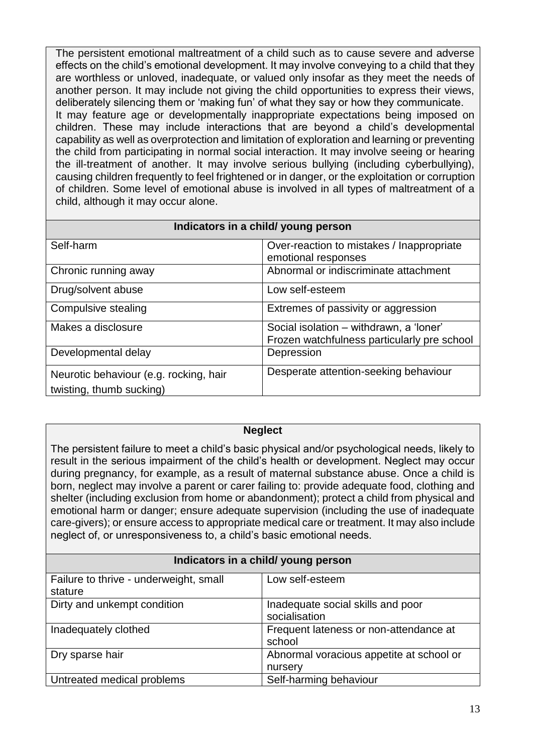The persistent emotional maltreatment of a child such as to cause severe and adverse effects on the child's emotional development. It may involve conveying to a child that they are worthless or unloved, inadequate, or valued only insofar as they meet the needs of another person. It may include not giving the child opportunities to express their views, deliberately silencing them or 'making fun' of what they say or how they communicate. It may feature age or developmentally inappropriate expectations being imposed on children. These may include interactions that are beyond a child's developmental capability as well as overprotection and limitation of exploration and learning or preventing the child from participating in normal social interaction. It may involve seeing or hearing the ill-treatment of another. It may involve serious bullying (including cyberbullying), causing children frequently to feel frightened or in danger, or the exploitation or corruption of children. Some level of emotional abuse is involved in all types of maltreatment of a child, although it may occur alone.

| Indicators in a child/ young person | |
|---|---|
| Self-harm | Over-reaction to mistakes / Inappropriate emotional responses |
| Chronic running away | Abnormal or indiscriminate attachment |
| Drug/solvent abuse | Low self-esteem |
| Compulsive stealing | Extremes of passivity or aggression |
| Makes a disclosure | Social isolation – withdrawn, a 'loner' Frozen watchfulness particularly pre school |
| Developmental delay | Depression |
| Neurotic behaviour (e.g. rocking, hair twisting, thumb sucking) | Desperate attention-seeking behaviour |

**Neglect**

The persistent failure to meet a child's basic physical and/or psychological needs, likely to result in the serious impairment of the child's health or development. Neglect may occur during pregnancy, for example, as a result of maternal substance abuse. Once a child is born, neglect may involve a parent or carer failing to: provide adequate food, clothing and shelter (including exclusion from home or abandonment); protect a child from physical and emotional harm or danger; ensure adequate supervision (including the use of inadequate care-givers); or ensure access to appropriate medical care or treatment. It may also include neglect of, or unresponsiveness to, a child's basic emotional needs.

| Indicators in a child/ young person | |
|---|---|
| Failure to thrive - underweight, small stature | Low self-esteem |
| Dirty and unkempt condition | Inadequate social skills and poor socialisation |
| Inadequately clothed | Frequent lateness or non-attendance at school |
| Dry sparse hair | Abnormal voracious appetite at school or nursery |
| Untreated medical problems | Self-harming behaviour |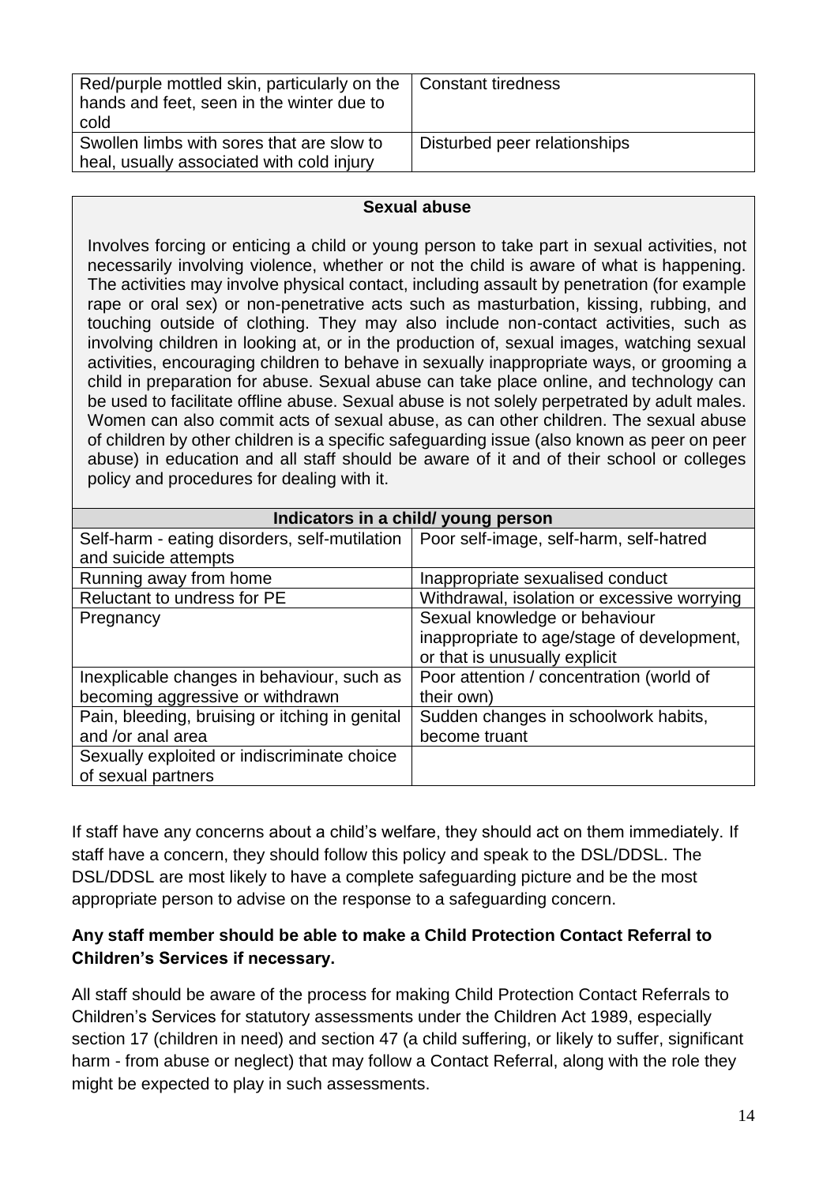| Red/purple mottled skin, particularly on the hands and feet, seen in the winter due to cold | Constant tiredness |
|---|---|
| Swollen limbs with sores that are slow to heal, usually associated with cold injury | Disturbed peer relationships |

**Sexual abuse**

Involves forcing or enticing a child or young person to take part in sexual activities, not necessarily involving violence, whether or not the child is aware of what is happening. The activities may involve physical contact, including assault by penetration (for example rape or oral sex) or non-penetrative acts such as masturbation, kissing, rubbing, and touching outside of clothing. They may also include non-contact activities, such as involving children in looking at, or in the production of, sexual images, watching sexual activities, encouraging children to behave in sexually inappropriate ways, or grooming a child in preparation for abuse. Sexual abuse can take place online, and technology can be used to facilitate offline abuse. Sexual abuse is not solely perpetrated by adult males. Women can also commit acts of sexual abuse, as can other children. The sexual abuse of children by other children is a specific safeguarding issue (also known as peer on peer abuse) in education and all staff should be aware of it and of their school or colleges policy and procedures for dealing with it.

| **Indicators in a child/ young person** | |
|---|---|
| Self-harm - eating disorders, self-mutilation and suicide attempts | Poor self-image, self-harm, self-hatred |
| Running away from home | Inappropriate sexualised conduct |
| Reluctant to undress for PE | Withdrawal, isolation or excessive worrying |
| Pregnancy | Sexual knowledge or behaviour inappropriate to age/stage of development, or that is unusually explicit |
| Inexplicable changes in behaviour, such as becoming aggressive or withdrawn | Poor attention / concentration (world of their own) |
| Pain, bleeding, bruising or itching in genital and /or anal area | Sudden changes in schoolwork habits, become truant |
| Sexually exploited or indiscriminate choice of sexual partners | |

If staff have any concerns about a child's welfare, they should act on them immediately. If staff have a concern, they should follow this policy and speak to the DSL/DDSL. The DSL/DDSL are most likely to have a complete safeguarding picture and be the most appropriate person to advise on the response to a safeguarding concern.

**Any staff member should be able to make a Child Protection Contact Referral to Children's Services if necessary.**

All staff should be aware of the process for making Child Protection Contact Referrals to Children's Services for statutory assessments under the Children Act 1989, especially section 17 (children in need) and section 47 (a child suffering, or likely to suffer, significant harm - from abuse or neglect) that may follow a Contact Referral, along with the role they might be expected to play in such assessments.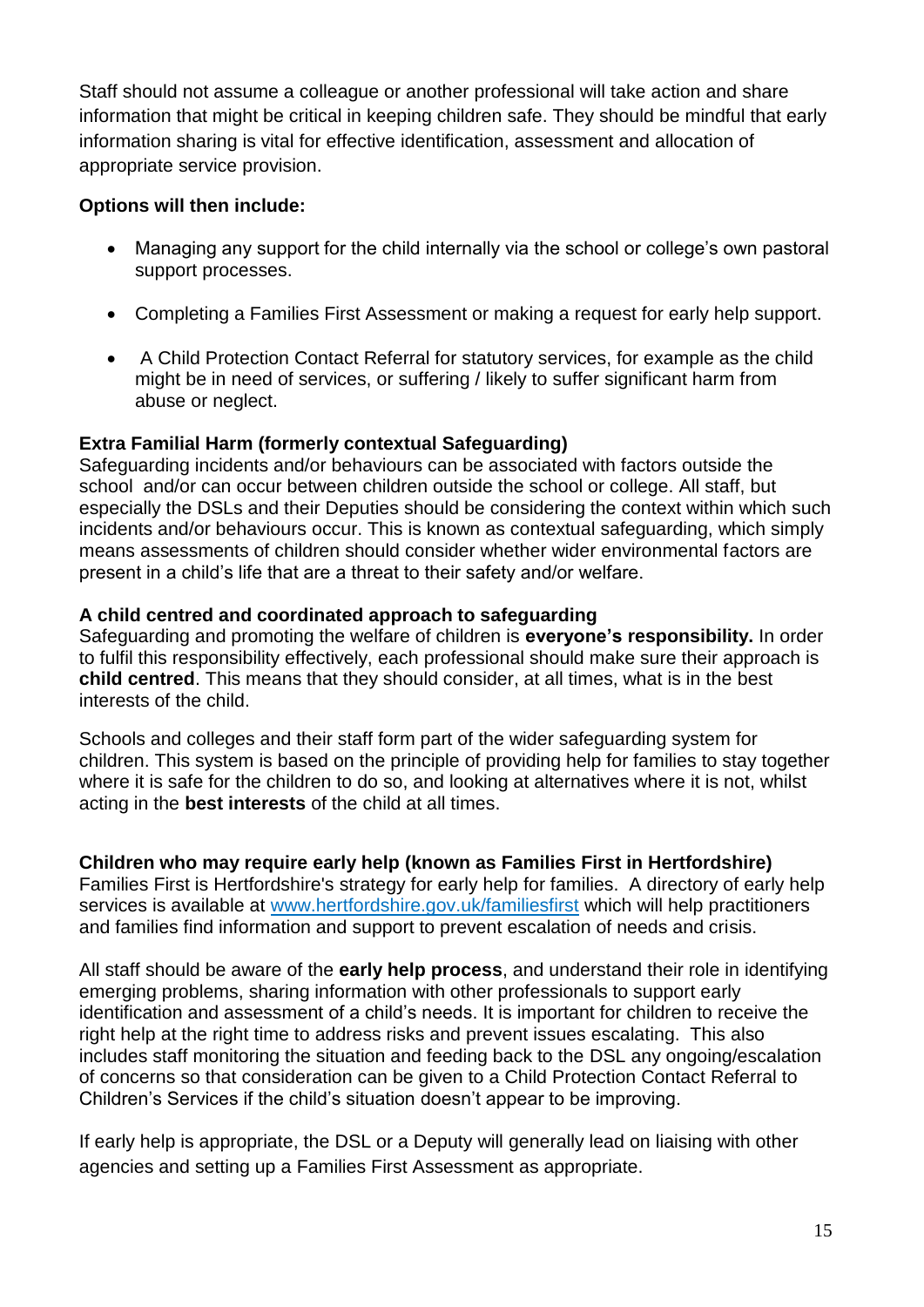Staff should not assume a colleague or another professional will take action and share information that might be critical in keeping children safe. They should be mindful that early information sharing is vital for effective identification, assessment and allocation of appropriate service provision.

**Options will then include:**

- Managing any support for the child internally via the school or college's own pastoral support processes.
- Completing a Families First Assessment or making a request for early help support.
- A Child Protection Contact Referral for statutory services, for example as the child might be in need of services, or suffering / likely to suffer significant harm from abuse or neglect.

**Extra Familial Harm (formerly contextual Safeguarding)**

Safeguarding incidents and/or behaviours can be associated with factors outside the school and/or can occur between children outside the school or college. All staff, but especially the DSLs and their Deputies should be considering the context within which such incidents and/or behaviours occur. This is known as contextual safeguarding, which simply means assessments of children should consider whether wider environmental factors are present in a child's life that are a threat to their safety and/or welfare.

**A child centred and coordinated approach to safeguarding**

Safeguarding and promoting the welfare of children is **everyone's responsibility.** In order to fulfil this responsibility effectively, each professional should make sure their approach is **child centred**. This means that they should consider, at all times, what is in the best interests of the child.

Schools and colleges and their staff form part of the wider safeguarding system for children. This system is based on the principle of providing help for families to stay together where it is safe for the children to do so, and looking at alternatives where it is not, whilst acting in the **best interests** of the child at all times.

**Children who may require early help (known as Families First in Hertfordshire)**

Families First is Hertfordshire's strategy for early help for families. A directory of early help services is available at [www.hertfordshire.gov.uk/familiesfirst](http://www.hertfordshire.gov.uk/familiesfirst) which will help practitioners and families find information and support to prevent escalation of needs and crisis.

All staff should be aware of the **early help process**, and understand their role in identifying emerging problems, sharing information with other professionals to support early identification and assessment of a child's needs. It is important for children to receive the right help at the right time to address risks and prevent issues escalating. This also includes staff monitoring the situation and feeding back to the DSL any ongoing/escalation of concerns so that consideration can be given to a Child Protection Contact Referral to Children's Services if the child's situation doesn't appear to be improving.

If early help is appropriate, the DSL or a Deputy will generally lead on liaising with other agencies and setting up a Families First Assessment as appropriate.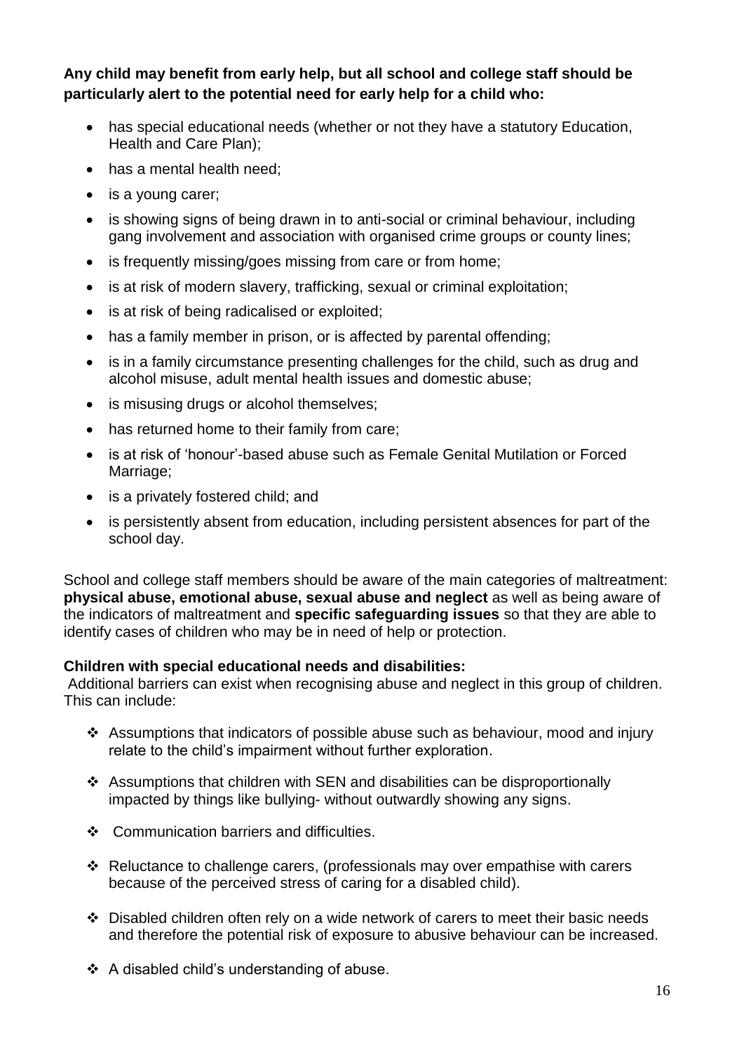**Any child may benefit from early help, but all school and college staff should be particularly alert to the potential need for early help for a child who:**

- has special educational needs (whether or not they have a statutory Education, Health and Care Plan);
- has a mental health need;
- is a young carer;
- is showing signs of being drawn in to anti-social or criminal behaviour, including gang involvement and association with organised crime groups or county lines;
- is frequently missing/goes missing from care or from home;
- is at risk of modern slavery, trafficking, sexual or criminal exploitation;
- is at risk of being radicalised or exploited;
- has a family member in prison, or is affected by parental offending;
- is in a family circumstance presenting challenges for the child, such as drug and alcohol misuse, adult mental health issues and domestic abuse;
- is misusing drugs or alcohol themselves;
- has returned home to their family from care;
- is at risk of 'honour'-based abuse such as Female Genital Mutilation or Forced Marriage;
- is a privately fostered child; and
- is persistently absent from education, including persistent absences for part of the school day.

School and college staff members should be aware of the main categories of maltreatment: **physical abuse, emotional abuse, sexual abuse and neglect** as well as being aware of the indicators of maltreatment and **specific safeguarding issues** so that they are able to identify cases of children who may be in need of help or protection.

**Children with special educational needs and disabilities:**

Additional barriers can exist when recognising abuse and neglect in this group of children. This can include:

- Assumptions that indicators of possible abuse such as behaviour, mood and injury relate to the child's impairment without further exploration.
- Assumptions that children with SEN and disabilities can be disproportionally impacted by things like bullying- without outwardly showing any signs.
- Communication barriers and difficulties.
- Reluctance to challenge carers, (professionals may over empathise with carers because of the perceived stress of caring for a disabled child).
- Disabled children often rely on a wide network of carers to meet their basic needs and therefore the potential risk of exposure to abusive behaviour can be increased.
- A disabled child's understanding of abuse.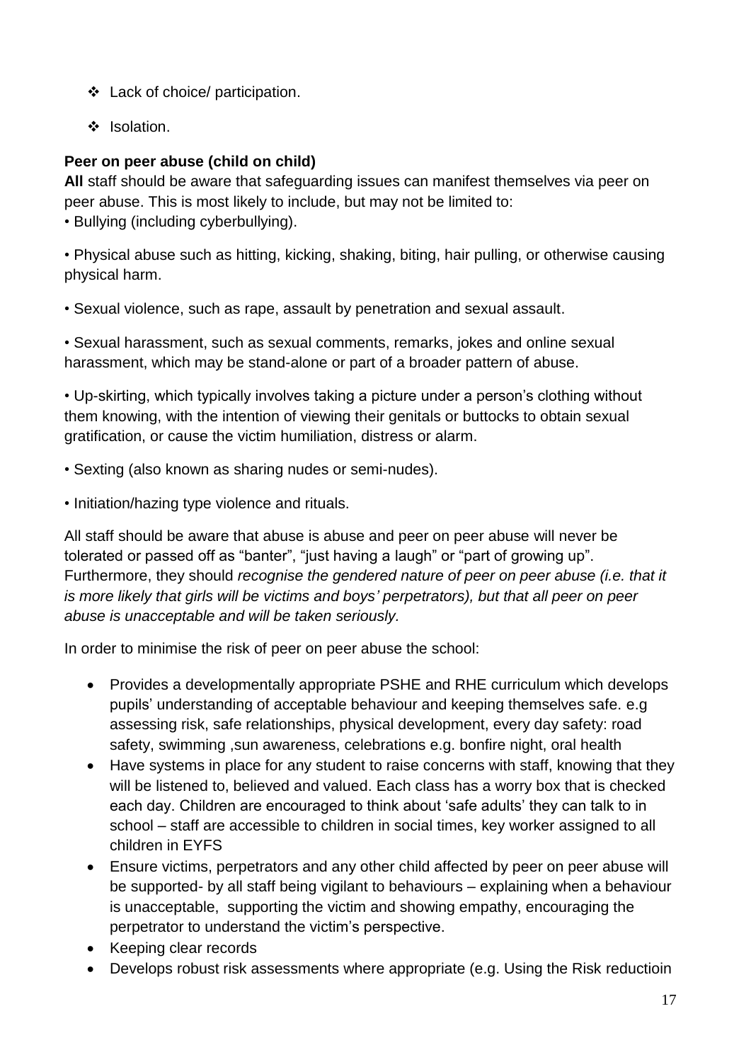- ❖ Lack of choice/ participation.
- ❖ Isolation.

**Peer on peer abuse (child on child)**

**All** staff should be aware that safeguarding issues can manifest themselves via peer on peer abuse. This is most likely to include, but may not be limited to:

• Bullying (including cyberbullying).

• Physical abuse such as hitting, kicking, shaking, biting, hair pulling, or otherwise causing physical harm.

• Sexual violence, such as rape, assault by penetration and sexual assault.

• Sexual harassment, such as sexual comments, remarks, jokes and online sexual harassment, which may be stand-alone or part of a broader pattern of abuse.

• Up-skirting, which typically involves taking a picture under a person's clothing without them knowing, with the intention of viewing their genitals or buttocks to obtain sexual gratification, or cause the victim humiliation, distress or alarm.

• Sexting (also known as sharing nudes or semi-nudes).

• Initiation/hazing type violence and rituals.

All staff should be aware that abuse is abuse and peer on peer abuse will never be tolerated or passed off as "banter", "just having a laugh" or "part of growing up". Furthermore, they should *recognise the gendered nature of peer on peer abuse (i.e. that it is more likely that girls will be victims and boys' perpetrators), but that all peer on peer abuse is unacceptable and will be taken seriously.*

In order to minimise the risk of peer on peer abuse the school:

- Provides a developmentally appropriate PSHE and RHE curriculum which develops pupils' understanding of acceptable behaviour and keeping themselves safe. e.g assessing risk, safe relationships, physical development, every day safety: road safety, swimming ,sun awareness, celebrations e.g. bonfire night, oral health
- Have systems in place for any student to raise concerns with staff, knowing that they will be listened to, believed and valued. Each class has a worry box that is checked each day. Children are encouraged to think about 'safe adults' they can talk to in school – staff are accessible to children in social times, key worker assigned to all children in EYFS
- Ensure victims, perpetrators and any other child affected by peer on peer abuse will be supported- by all staff being vigilant to behaviours – explaining when a behaviour is unacceptable, supporting the victim and showing empathy, encouraging the perpetrator to understand the victim's perspective.
- Keeping clear records
- Develops robust risk assessments where appropriate (e.g. Using the Risk reductioin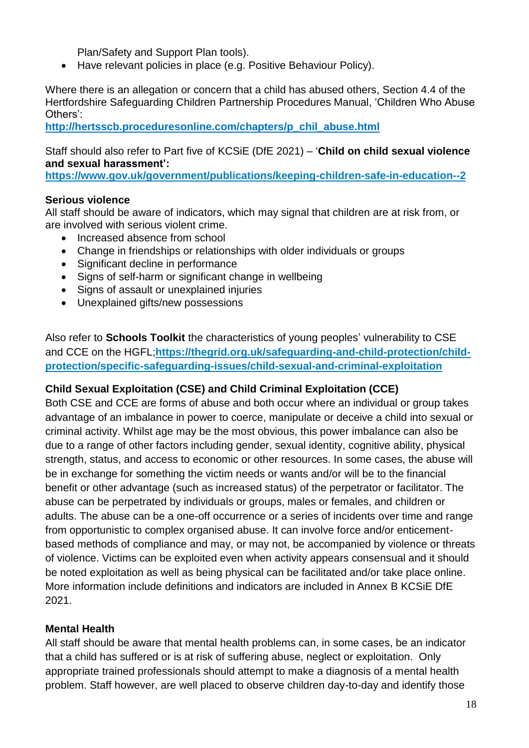Plan/Safety and Support Plan tools).

- Have relevant policies in place (e.g. Positive Behaviour Policy).

Where there is an allegation or concern that a child has abused others, Section 4.4 of the Hertfordshire Safeguarding Children Partnership Procedures Manual, 'Children Who Abuse Others':
**[http://hertsscb.proceduresonline.com/chapters/p_chil_abuse.html](http://hertsscb.proceduresonline.com/chapters/p_chil_abuse.html)**

Staff should also refer to Part five of KCSiE (DfE 2021) – '**Child on child sexual violence and sexual harassment':**
**[https://www.gov.uk/government/publications/keeping-children-safe-in-education--2](https://www.gov.uk/government/publications/keeping-children-safe-in-education--2)**

**Serious violence**

All staff should be aware of indicators, which may signal that children are at risk from, or are involved with serious violent crime.

- Increased absence from school
- Change in friendships or relationships with older individuals or groups
- Significant decline in performance
- Signs of self-harm or significant change in wellbeing
- Signs of assault or unexplained injuries
- Unexplained gifts/new possessions

Also refer to **Schools Toolkit** the characteristics of young peoples' vulnerability to CSE and CCE on the HGFL;**[https://thegrid.org.uk/safeguarding-and-child-protection/child-protection/specific-safeguarding-issues/child-sexual-and-criminal-exploitation](https://thegrid.org.uk/safeguarding-and-child-protection/child-protection/specific-safeguarding-issues/child-sexual-and-criminal-exploitation)**

**Child Sexual Exploitation (CSE) and Child Criminal Exploitation (CCE)**

Both CSE and CCE are forms of abuse and both occur where an individual or group takes advantage of an imbalance in power to coerce, manipulate or deceive a child into sexual or criminal activity. Whilst age may be the most obvious, this power imbalance can also be due to a range of other factors including gender, sexual identity, cognitive ability, physical strength, status, and access to economic or other resources. In some cases, the abuse will be in exchange for something the victim needs or wants and/or will be to the financial benefit or other advantage (such as increased status) of the perpetrator or facilitator. The abuse can be perpetrated by individuals or groups, males or females, and children or adults. The abuse can be a one-off occurrence or a series of incidents over time and range from opportunistic to complex organised abuse. It can involve force and/or enticement-based methods of compliance and may, or may not, be accompanied by violence or threats of violence. Victims can be exploited even when activity appears consensual and it should be noted exploitation as well as being physical can be facilitated and/or take place online. More information include definitions and indicators are included in Annex B KCSiE DfE 2021.

**Mental Health**

All staff should be aware that mental health problems can, in some cases, be an indicator that a child has suffered or is at risk of suffering abuse, neglect or exploitation. Only appropriate trained professionals should attempt to make a diagnosis of a mental health problem. Staff however, are well placed to observe children day-to-day and identify those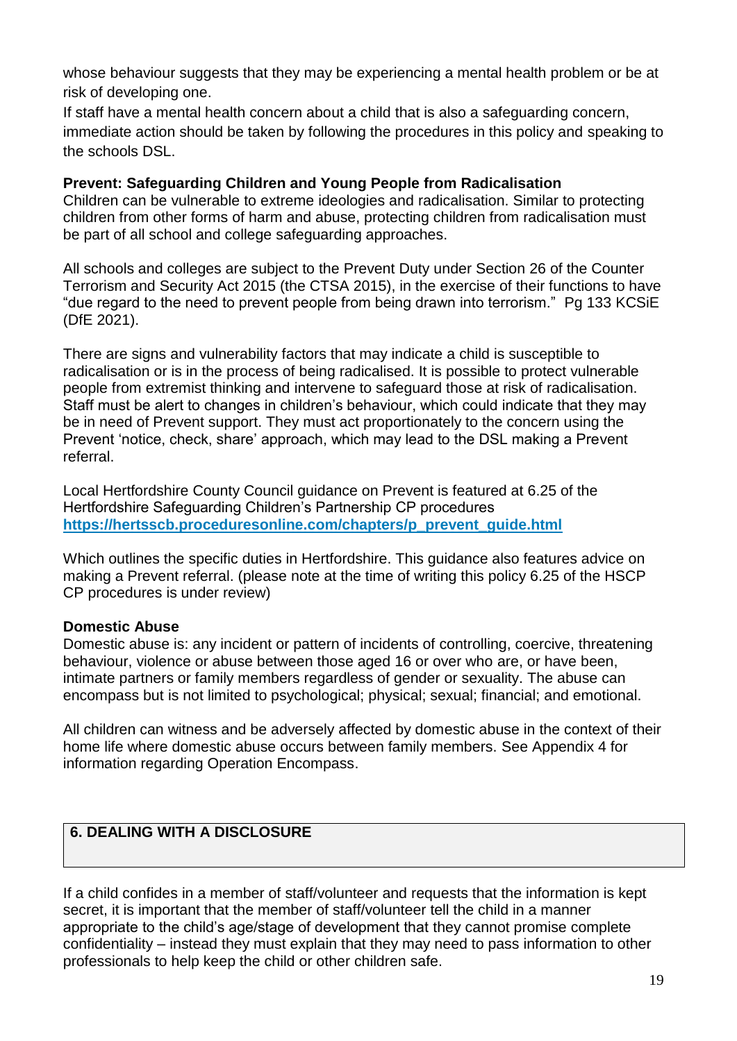whose behaviour suggests that they may be experiencing a mental health problem or be at risk of developing one.

If staff have a mental health concern about a child that is also a safeguarding concern, immediate action should be taken by following the procedures in this policy and speaking to the schools DSL.

**Prevent: Safeguarding Children and Young People from Radicalisation**

Children can be vulnerable to extreme ideologies and radicalisation. Similar to protecting children from other forms of harm and abuse, protecting children from radicalisation must be part of all school and college safeguarding approaches.

All schools and colleges are subject to the Prevent Duty under Section 26 of the Counter Terrorism and Security Act 2015 (the CTSA 2015), in the exercise of their functions to have "due regard to the need to prevent people from being drawn into terrorism." Pg 133 KCSiE (DfE 2021).

There are signs and vulnerability factors that may indicate a child is susceptible to radicalisation or is in the process of being radicalised. It is possible to protect vulnerable people from extremist thinking and intervene to safeguard those at risk of radicalisation. Staff must be alert to changes in children's behaviour, which could indicate that they may be in need of Prevent support. They must act proportionately to the concern using the Prevent 'notice, check, share' approach, which may lead to the DSL making a Prevent referral.

Local Hertfordshire County Council guidance on Prevent is featured at 6.25 of the Hertfordshire Safeguarding Children's Partnership CP procedures **https://hertsscb.proceduresonline.com/chapters/p_prevent_guide.html**

Which outlines the specific duties in Hertfordshire. This guidance also features advice on making a Prevent referral. (please note at the time of writing this policy 6.25 of the HSCP CP procedures is under review)

**Domestic Abuse**

Domestic abuse is: any incident or pattern of incidents of controlling, coercive, threatening behaviour, violence or abuse between those aged 16 or over who are, or have been, intimate partners or family members regardless of gender or sexuality. The abuse can encompass but is not limited to psychological; physical; sexual; financial; and emotional.

All children can witness and be adversely affected by domestic abuse in the context of their home life where domestic abuse occurs between family members. See Appendix 4 for information regarding Operation Encompass.

## 6. DEALING WITH A DISCLOSURE

If a child confides in a member of staff/volunteer and requests that the information is kept secret, it is important that the member of staff/volunteer tell the child in a manner appropriate to the child's age/stage of development that they cannot promise complete confidentiality – instead they must explain that they may need to pass information to other professionals to help keep the child or other children safe.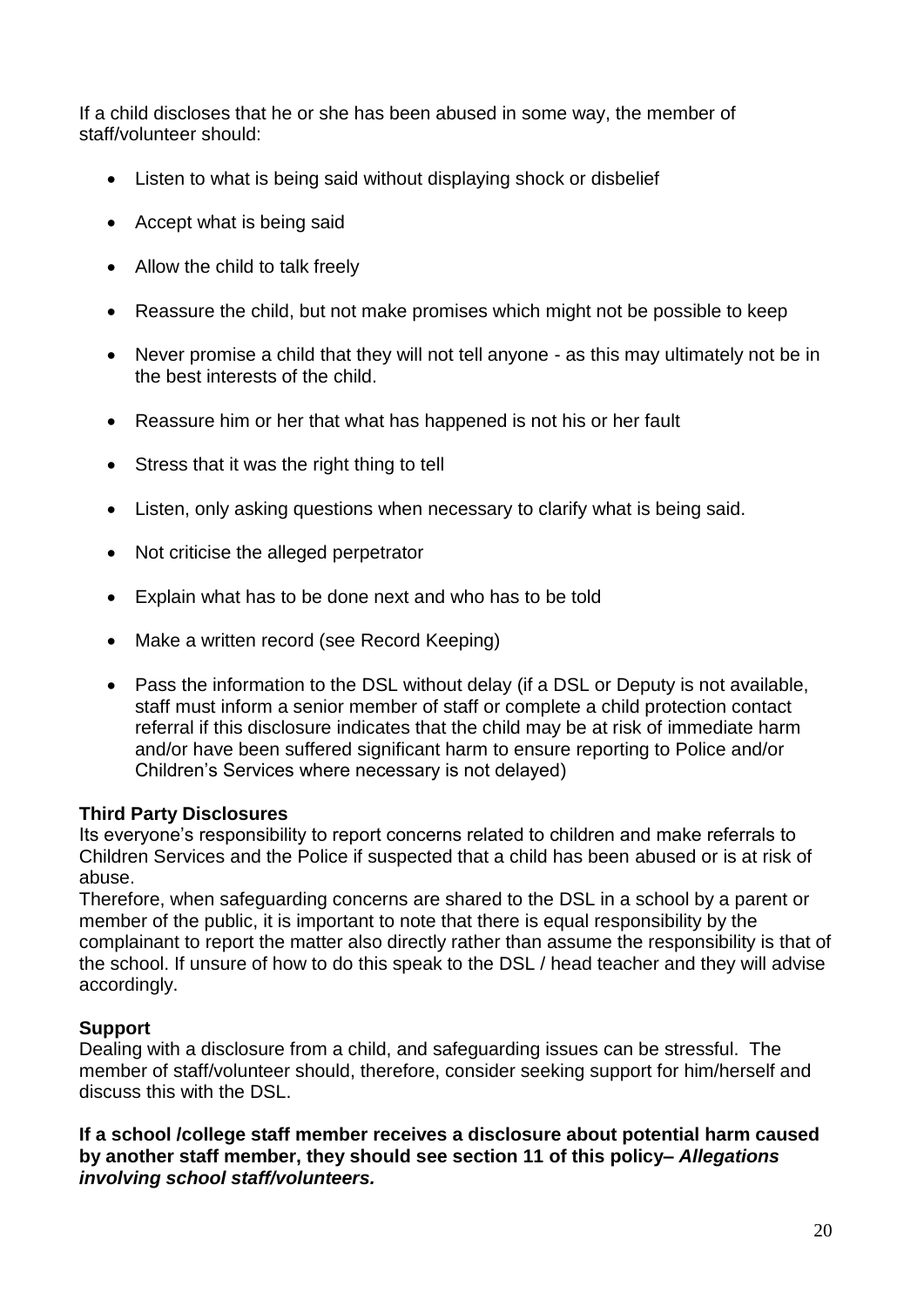If a child discloses that he or she has been abused in some way, the member of staff/volunteer should:

- Listen to what is being said without displaying shock or disbelief
- Accept what is being said
- Allow the child to talk freely
- Reassure the child, but not make promises which might not be possible to keep
- Never promise a child that they will not tell anyone - as this may ultimately not be in the best interests of the child.
- Reassure him or her that what has happened is not his or her fault
- Stress that it was the right thing to tell
- Listen, only asking questions when necessary to clarify what is being said.
- Not criticise the alleged perpetrator
- Explain what has to be done next and who has to be told
- Make a written record (see Record Keeping)
- Pass the information to the DSL without delay (if a DSL or Deputy is not available, staff must inform a senior member of staff or complete a child protection contact referral if this disclosure indicates that the child may be at risk of immediate harm and/or have been suffered significant harm to ensure reporting to Police and/or Children's Services where necessary is not delayed)

**Third Party Disclosures**

Its everyone's responsibility to report concerns related to children and make referrals to Children Services and the Police if suspected that a child has been abused or is at risk of abuse.

Therefore, when safeguarding concerns are shared to the DSL in a school by a parent or member of the public, it is important to note that there is equal responsibility by the complainant to report the matter also directly rather than assume the responsibility is that of the school. If unsure of how to do this speak to the DSL / head teacher and they will advise accordingly.

**Support**

Dealing with a disclosure from a child, and safeguarding issues can be stressful. The member of staff/volunteer should, therefore, consider seeking support for him/herself and discuss this with the DSL.

**If a school /college staff member receives a disclosure about potential harm caused by another staff member, they should see section 11 of this policy– *Allegations involving school staff/volunteers.***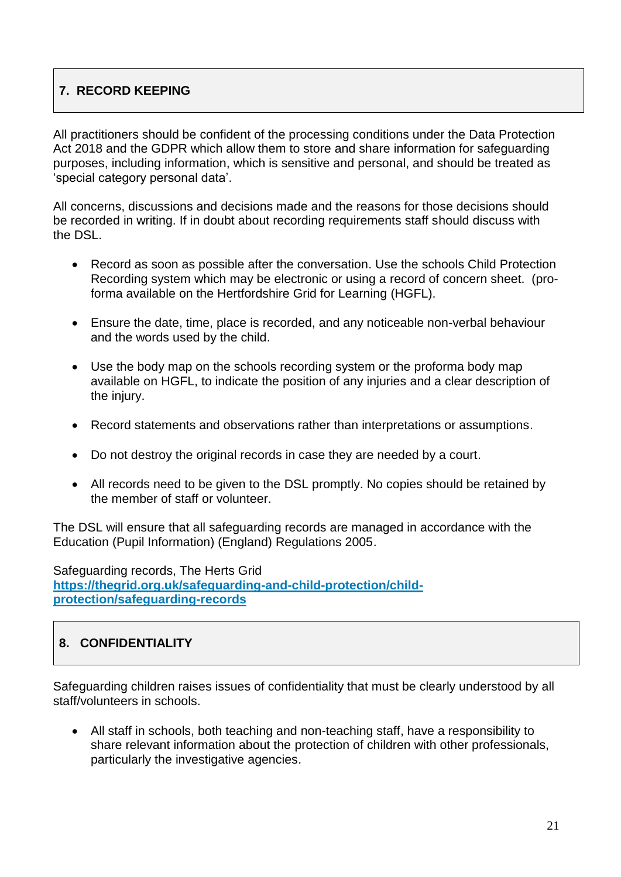## 7. RECORD KEEPING

All practitioners should be confident of the processing conditions under the Data Protection Act 2018 and the GDPR which allow them to store and share information for safeguarding purposes, including information, which is sensitive and personal, and should be treated as 'special category personal data'.

All concerns, discussions and decisions made and the reasons for those decisions should be recorded in writing. If in doubt about recording requirements staff should discuss with the DSL.

- Record as soon as possible after the conversation. Use the schools Child Protection Recording system which may be electronic or using a record of concern sheet. (pro-forma available on the Hertfordshire Grid for Learning (HGFL).
- Ensure the date, time, place is recorded, and any noticeable non-verbal behaviour and the words used by the child.
- Use the body map on the schools recording system or the proforma body map available on HGFL, to indicate the position of any injuries and a clear description of the injury.
- Record statements and observations rather than interpretations or assumptions.
- Do not destroy the original records in case they are needed by a court.
- All records need to be given to the DSL promptly. No copies should be retained by the member of staff or volunteer.

The DSL will ensure that all safeguarding records are managed in accordance with the Education (Pupil Information) (England) Regulations 2005.

Safeguarding records, The Herts Grid
**https://thegrid.org.uk/safeguarding-and-child-protection/child-protection/safeguarding-records**

## 8. CONFIDENTIALITY

Safeguarding children raises issues of confidentiality that must be clearly understood by all staff/volunteers in schools.

- All staff in schools, both teaching and non-teaching staff, have a responsibility to share relevant information about the protection of children with other professionals, particularly the investigative agencies.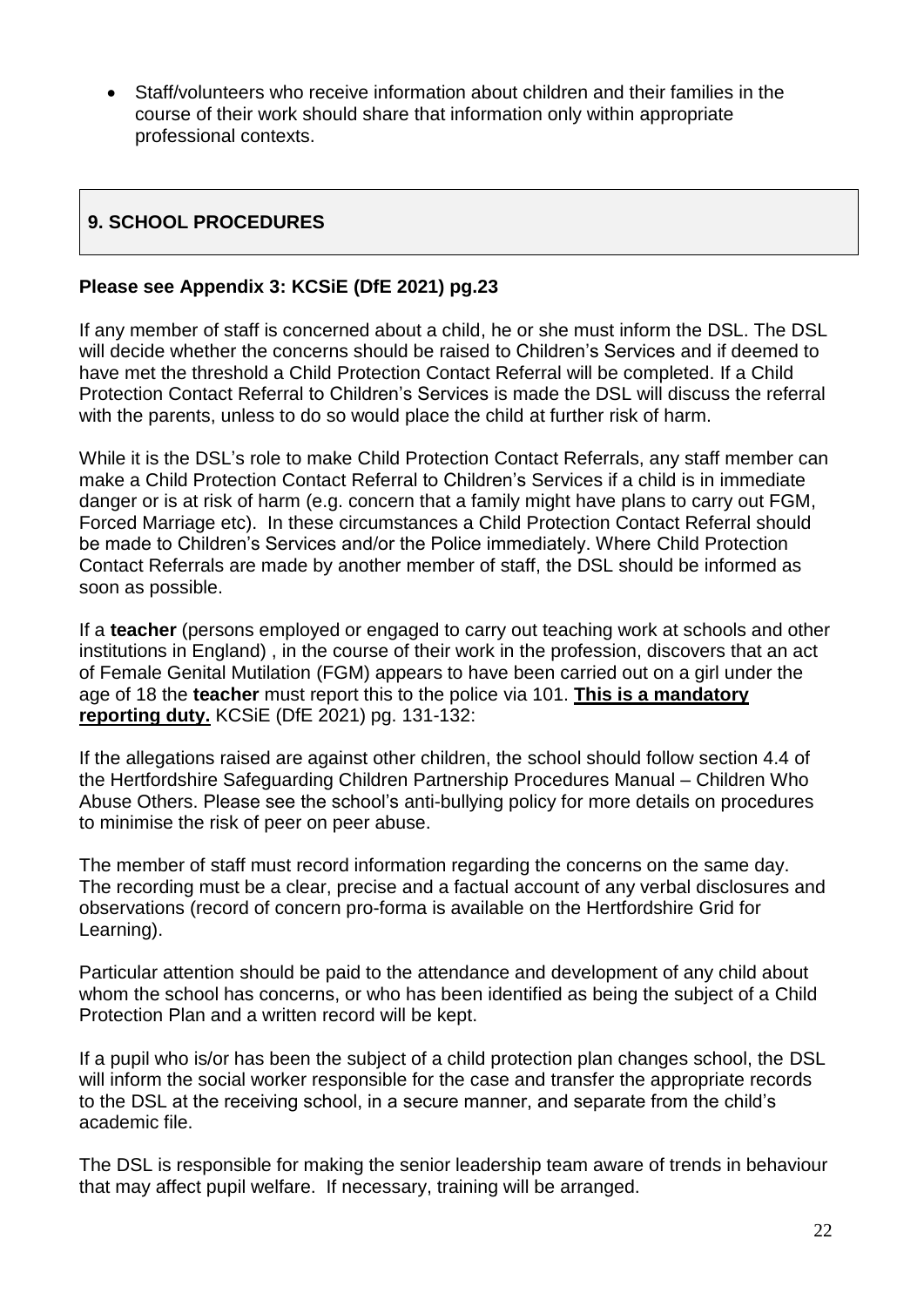- Staff/volunteers who receive information about children and their families in the course of their work should share that information only within appropriate professional contexts.

## 9. SCHOOL PROCEDURES

**Please see Appendix 3: KCSiE (DfE 2021) pg.23**

If any member of staff is concerned about a child, he or she must inform the DSL. The DSL will decide whether the concerns should be raised to Children's Services and if deemed to have met the threshold a Child Protection Contact Referral will be completed. If a Child Protection Contact Referral to Children's Services is made the DSL will discuss the referral with the parents, unless to do so would place the child at further risk of harm.

While it is the DSL's role to make Child Protection Contact Referrals, any staff member can make a Child Protection Contact Referral to Children's Services if a child is in immediate danger or is at risk of harm (e.g. concern that a family might have plans to carry out FGM, Forced Marriage etc). In these circumstances a Child Protection Contact Referral should be made to Children's Services and/or the Police immediately. Where Child Protection Contact Referrals are made by another member of staff, the DSL should be informed as soon as possible.

If a **teacher** (persons employed or engaged to carry out teaching work at schools and other institutions in England) , in the course of their work in the profession, discovers that an act of Female Genital Mutilation (FGM) appears to have been carried out on a girl under the age of 18 the **teacher** must report this to the police via 101. **<u>This is a mandatory reporting duty.</u>** KCSiE (DfE 2021) pg. 131-132:

If the allegations raised are against other children, the school should follow section 4.4 of the Hertfordshire Safeguarding Children Partnership Procedures Manual – Children Who Abuse Others. Please see the school's anti-bullying policy for more details on procedures to minimise the risk of peer on peer abuse.

The member of staff must record information regarding the concerns on the same day. The recording must be a clear, precise and a factual account of any verbal disclosures and observations (record of concern pro-forma is available on the Hertfordshire Grid for Learning).

Particular attention should be paid to the attendance and development of any child about whom the school has concerns, or who has been identified as being the subject of a Child Protection Plan and a written record will be kept.

If a pupil who is/or has been the subject of a child protection plan changes school, the DSL will inform the social worker responsible for the case and transfer the appropriate records to the DSL at the receiving school, in a secure manner, and separate from the child's academic file.

The DSL is responsible for making the senior leadership team aware of trends in behaviour that may affect pupil welfare. If necessary, training will be arranged.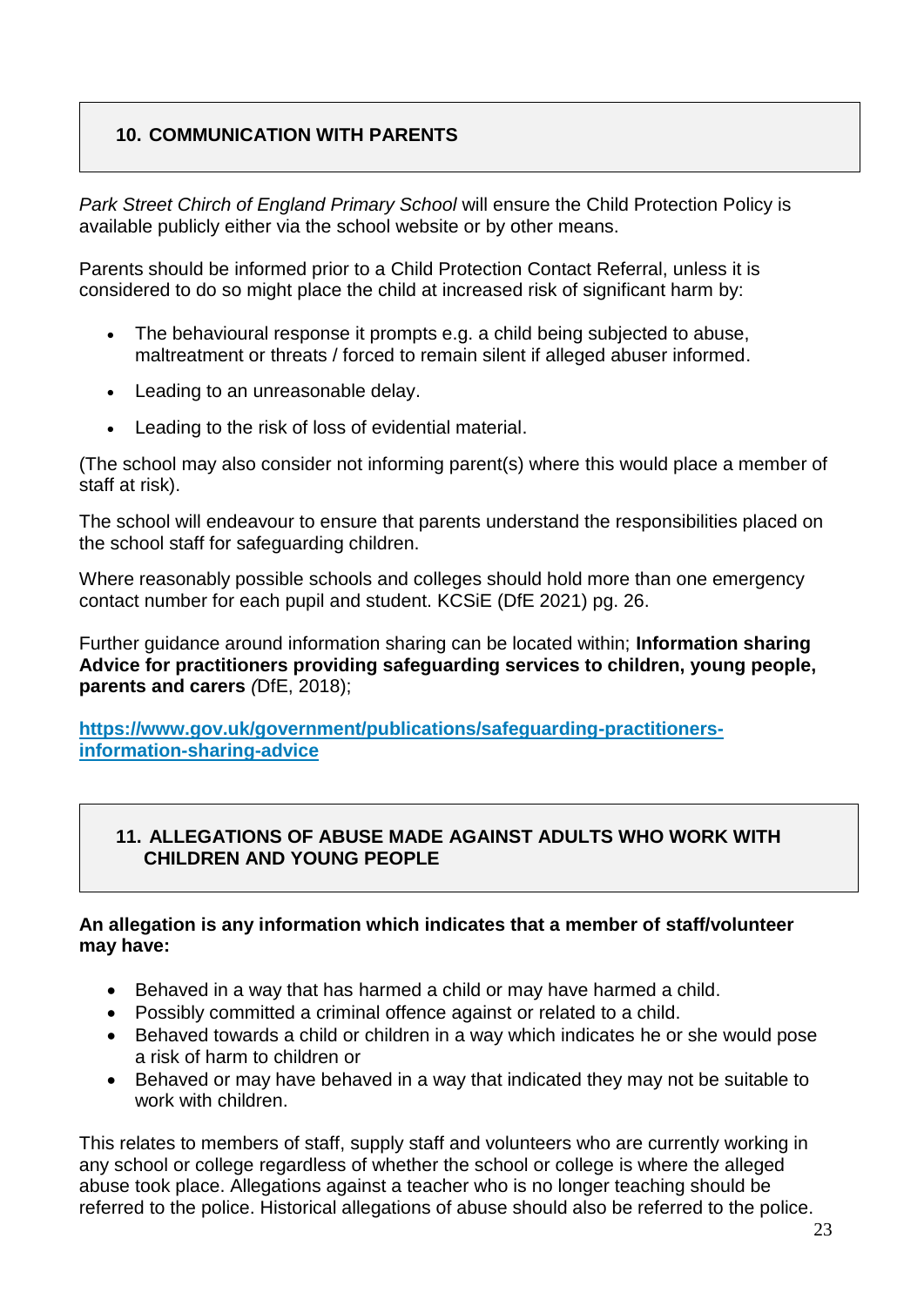## 10. COMMUNICATION WITH PARENTS

*Park Street Chirch of England Primary School* will ensure the Child Protection Policy is available publicly either via the school website or by other means.

Parents should be informed prior to a Child Protection Contact Referral, unless it is considered to do so might place the child at increased risk of significant harm by:

- The behavioural response it prompts e.g. a child being subjected to abuse, maltreatment or threats / forced to remain silent if alleged abuser informed.
- Leading to an unreasonable delay.
- Leading to the risk of loss of evidential material.

(The school may also consider not informing parent(s) where this would place a member of staff at risk).

The school will endeavour to ensure that parents understand the responsibilities placed on the school staff for safeguarding children.

Where reasonably possible schools and colleges should hold more than one emergency contact number for each pupil and student. KCSiE (DfE 2021) pg. 26.

Further guidance around information sharing can be located within; **Information sharing Advice for practitioners providing safeguarding services to children, young people, parents and carers** *(*DfE, 2018);

**https://www.gov.uk/government/publications/safeguarding-practitioners-information-sharing-advice**

## 11. ALLEGATIONS OF ABUSE MADE AGAINST ADULTS WHO WORK WITH CHILDREN AND YOUNG PEOPLE

**An allegation is any information which indicates that a member of staff/volunteer may have:**

- Behaved in a way that has harmed a child or may have harmed a child.
- Possibly committed a criminal offence against or related to a child.
- Behaved towards a child or children in a way which indicates he or she would pose a risk of harm to children or
- Behaved or may have behaved in a way that indicated they may not be suitable to work with children.

This relates to members of staff, supply staff and volunteers who are currently working in any school or college regardless of whether the school or college is where the alleged abuse took place. Allegations against a teacher who is no longer teaching should be referred to the police. Historical allegations of abuse should also be referred to the police.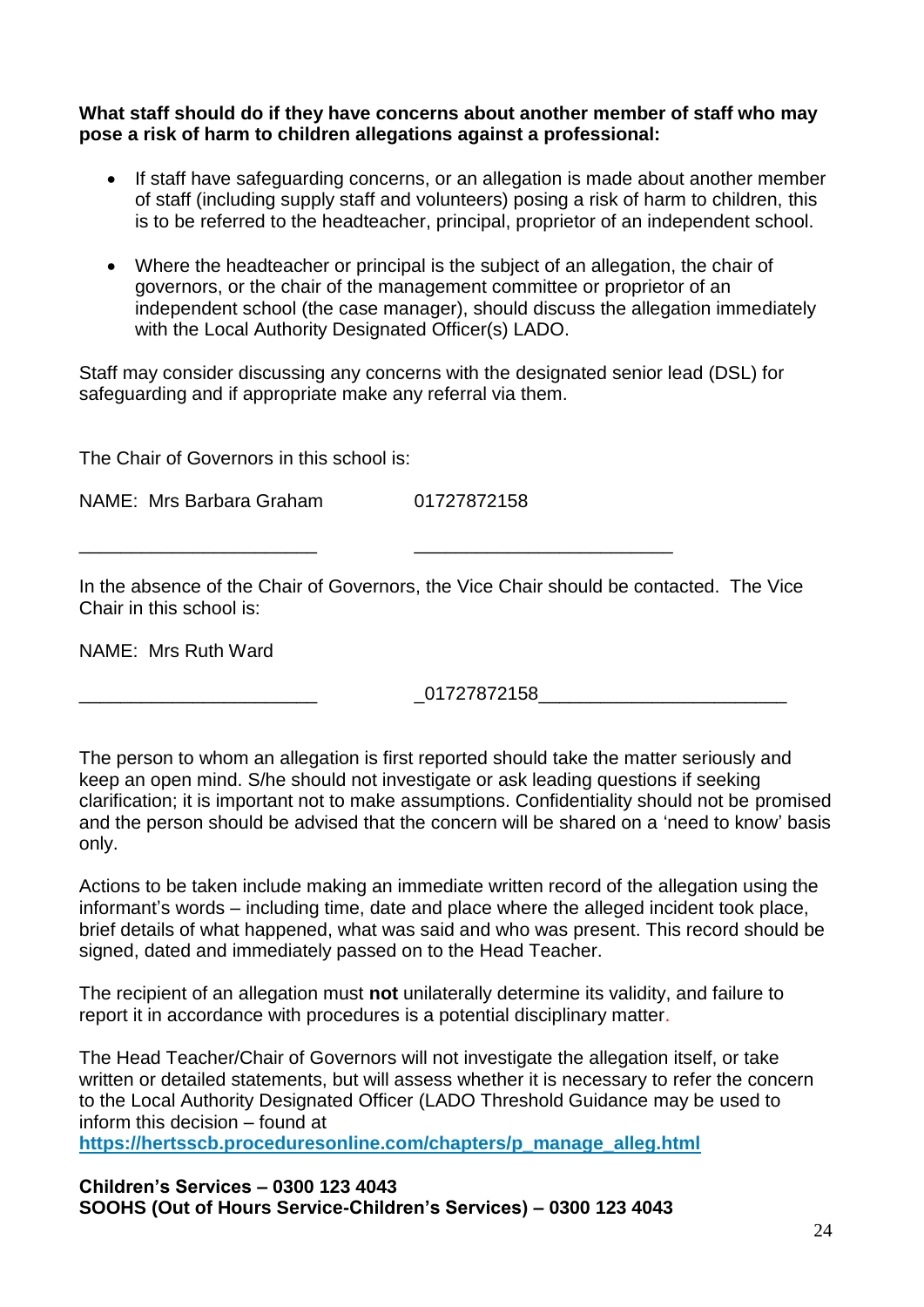**What staff should do if they have concerns about another member of staff who may pose a risk of harm to children allegations against a professional:**

- If staff have safeguarding concerns, or an allegation is made about another member of staff (including supply staff and volunteers) posing a risk of harm to children, this is to be referred to the headteacher, principal, proprietor of an independent school.

- Where the headteacher or principal is the subject of an allegation, the chair of governors, or the chair of the management committee or proprietor of an independent school (the case manager), should discuss the allegation immediately with the Local Authority Designated Officer(s) LADO.

Staff may consider discussing any concerns with the designated senior lead (DSL) for safeguarding and if appropriate make any referral via them.

The Chair of Governors in this school is:

NAME: Mrs Barbara Graham 01727872158

______________________ ________________________

In the absence of the Chair of Governors, the Vice Chair should be contacted. The Vice Chair in this school is:

NAME: Mrs Ruth Ward

______________________ _01727872158_______________________

The person to whom an allegation is first reported should take the matter seriously and keep an open mind. S/he should not investigate or ask leading questions if seeking clarification; it is important not to make assumptions. Confidentiality should not be promised and the person should be advised that the concern will be shared on a 'need to know' basis only.

Actions to be taken include making an immediate written record of the allegation using the informant's words – including time, date and place where the alleged incident took place, brief details of what happened, what was said and who was present. This record should be signed, dated and immediately passed on to the Head Teacher.

The recipient of an allegation must **not** unilaterally determine its validity, and failure to report it in accordance with procedures is a potential disciplinary matter.

The Head Teacher/Chair of Governors will not investigate the allegation itself, or take written or detailed statements, but will assess whether it is necessary to refer the concern to the Local Authority Designated Officer (LADO Threshold Guidance may be used to inform this decision – found at **https://hertsscb.proceduresonline.com/chapters/p_manage_alleg.html**

**Children's Services – 0300 123 4043**
**SOOHS (Out of Hours Service-Children's Services) – 0300 123 4043**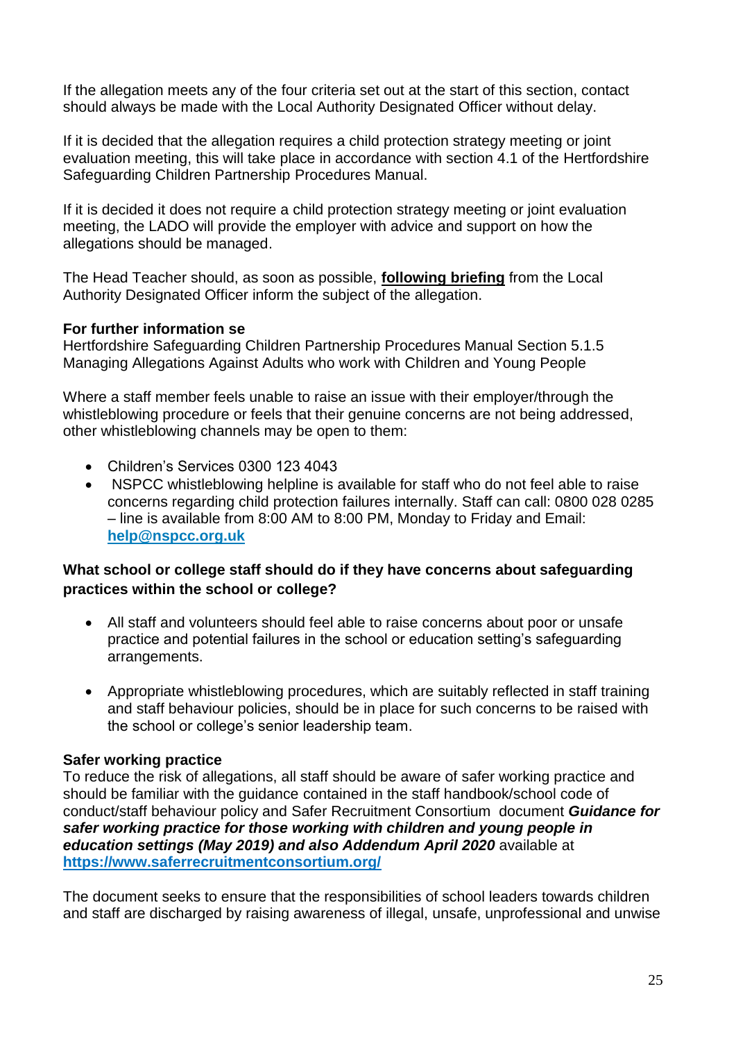If the allegation meets any of the four criteria set out at the start of this section, contact should always be made with the Local Authority Designated Officer without delay.

If it is decided that the allegation requires a child protection strategy meeting or joint evaluation meeting, this will take place in accordance with section 4.1 of the Hertfordshire Safeguarding Children Partnership Procedures Manual.

If it is decided it does not require a child protection strategy meeting or joint evaluation meeting, the LADO will provide the employer with advice and support on how the allegations should be managed.

The Head Teacher should, as soon as possible, **following briefing** from the Local Authority Designated Officer inform the subject of the allegation.

**For further information se**
Hertfordshire Safeguarding Children Partnership Procedures Manual Section 5.1.5 Managing Allegations Against Adults who work with Children and Young People

Where a staff member feels unable to raise an issue with their employer/through the whistleblowing procedure or feels that their genuine concerns are not being addressed, other whistleblowing channels may be open to them:

- Children's Services 0300 123 4043
- NSPCC whistleblowing helpline is available for staff who do not feel able to raise concerns regarding child protection failures internally. Staff can call: 0800 028 0285 – line is available from 8:00 AM to 8:00 PM, Monday to Friday and Email: **help@nspcc.org.uk**

**What school or college staff should do if they have concerns about safeguarding practices within the school or college?**

- All staff and volunteers should feel able to raise concerns about poor or unsafe practice and potential failures in the school or education setting's safeguarding arrangements.
- Appropriate whistleblowing procedures, which are suitably reflected in staff training and staff behaviour policies, should be in place for such concerns to be raised with the school or college's senior leadership team.

**Safer working practice**
To reduce the risk of allegations, all staff should be aware of safer working practice and should be familiar with the guidance contained in the staff handbook/school code of conduct/staff behaviour policy and Safer Recruitment Consortium document ***Guidance for safer working practice for those working with children and young people in education settings (May 2019) and also Addendum April 2020*** available at **https://www.saferrecruitmentconsortium.org/**

The document seeks to ensure that the responsibilities of school leaders towards children and staff are discharged by raising awareness of illegal, unsafe, unprofessional and unwise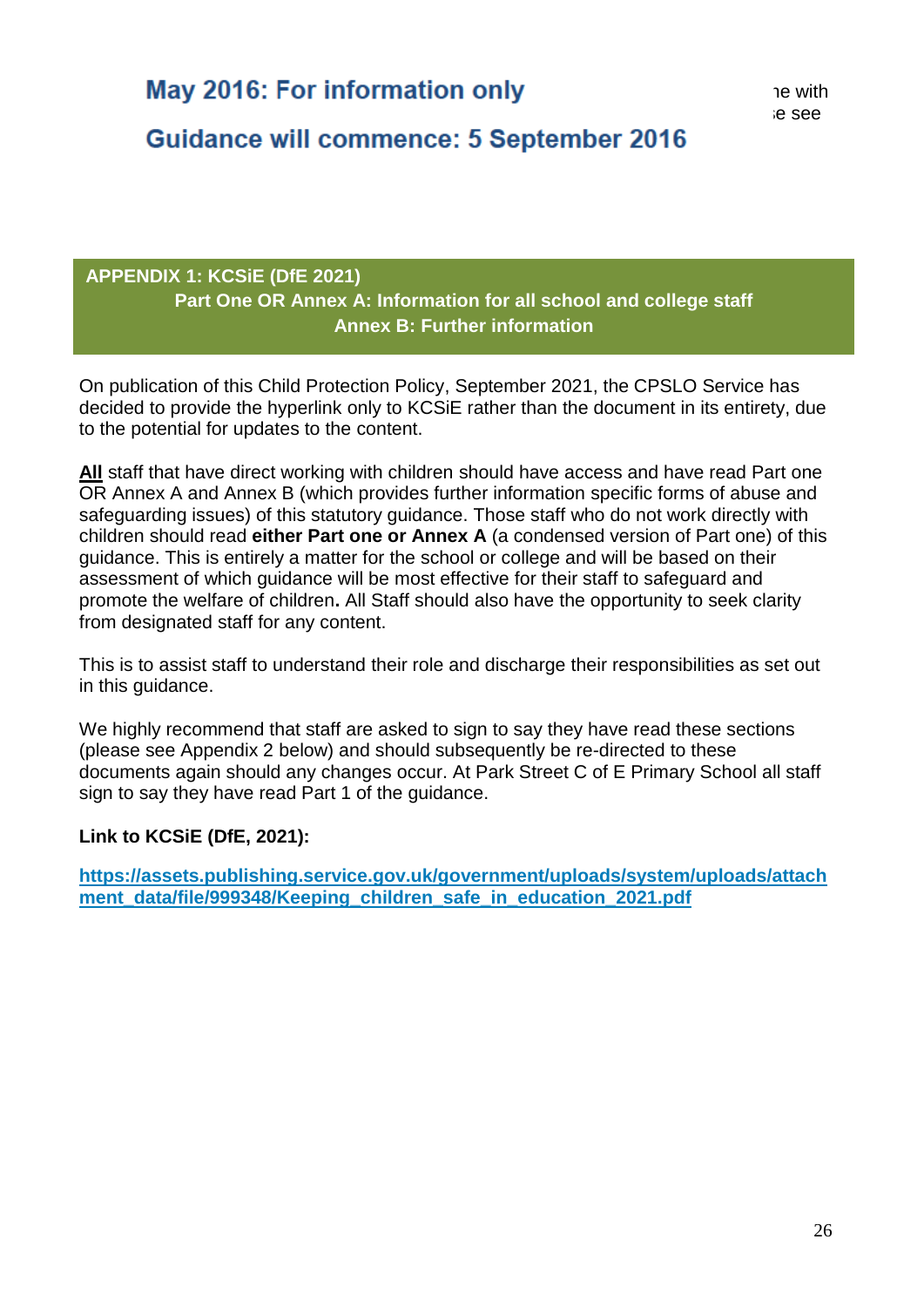May 2016: For information only

Guidance will commence: 5 September 2016

ne with
e see

## APPENDIX 1: KCSiE (DfE 2021)

**Part One OR Annex A: Information for all school and college staff**

**Annex B: Further information**

On publication of this Child Protection Policy, September 2021, the CPSLO Service has decided to provide the hyperlink only to KCSiE rather than the document in its entirety, due to the potential for updates to the content.

**All** staff that have direct working with children should have access and have read Part one OR Annex A and Annex B (which provides further information specific forms of abuse and safeguarding issues) of this statutory guidance. Those staff who do not work directly with children should read **either Part one or Annex A** (a condensed version of Part one) of this guidance. This is entirely a matter for the school or college and will be based on their assessment of which guidance will be most effective for their staff to safeguard and promote the welfare of children**.** All Staff should also have the opportunity to seek clarity from designated staff for any content.

This is to assist staff to understand their role and discharge their responsibilities as set out in this guidance.

We highly recommend that staff are asked to sign to say they have read these sections (please see Appendix 2 below) and should subsequently be re-directed to these documents again should any changes occur. At Park Street C of E Primary School all staff sign to say they have read Part 1 of the guidance.

**Link to KCSiE (DfE, 2021):**

**https://assets.publishing.service.gov.uk/government/uploads/system/uploads/attachment_data/file/999348/Keeping_children_safe_in_education_2021.pdf**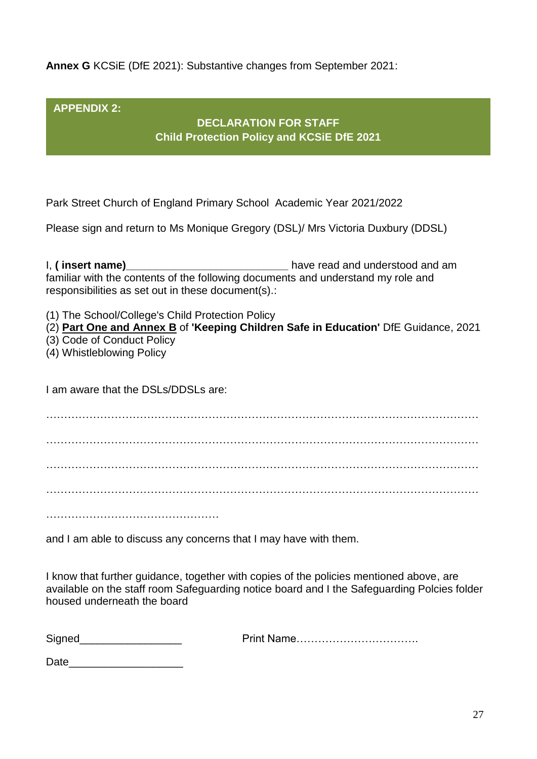**Annex G** KCSiE (DfE 2021): Substantive changes from September 2021:

## APPENDIX 2:

### DECLARATION FOR STAFF
### Child Protection Policy and KCSiE DfE 2021

Park Street Church of England Primary School  Academic Year 2021/2022

Please sign and return to Ms Monique Gregory (DSL)/ Mrs Victoria Duxbury (DDSL)

I, **( insert name)**__________________________ have read and understood and am familiar with the contents of the following documents and understand my role and responsibilities as set out in these document(s).:

(1) The School/College's Child Protection Policy
(2) **Part One and Annex B** of **'Keeping Children Safe in Education'** DfE Guidance, 2021
(3) Code of Conduct Policy
(4) Whistleblowing Policy

I am aware that the DSLs/DDSLs are:

…………………………………………………………………………………………………………

…………………………………………………………………………………………………………

…………………………………………………………………………………………………………

…………………………………………………………………………………………………………

…………………………………………

and I am able to discuss any concerns that I may have with them.

I know that further guidance, together with copies of the policies mentioned above, are available on the staff room Safeguarding notice board and I the Safeguarding Polcies folder housed underneath the board

Signed_________________ Print Name…………………………….

Date___________________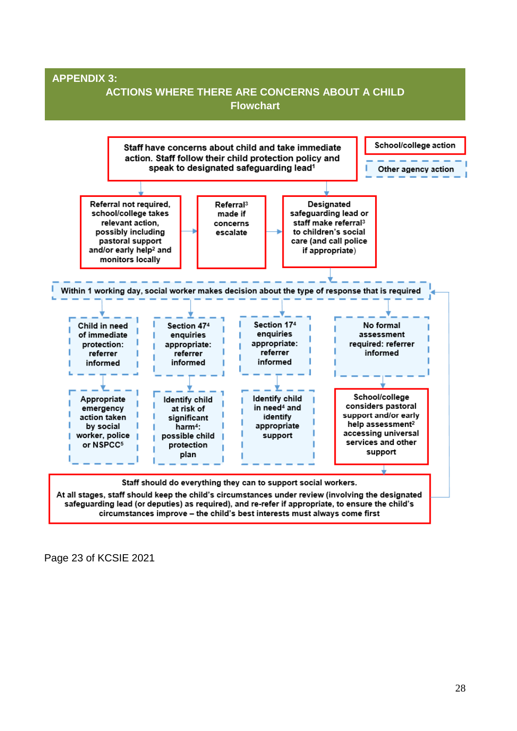## APPENDIX 3:

## ACTIONS WHERE THERE ARE CONCERNS ABOUT A CHILD

### Flowchart

School/college action

Other agency action

Staff have concerns about child and take immediate action. Staff follow their child protection policy and speak to designated safeguarding lead[1]

Referral not required, school/college takes relevant action, possibly including pastoral support and/or early help[2] and monitors locally

Referral[3] made if concerns escalate

Designated safeguarding lead or staff make referral[3] to children's social care (and call police if appropriate)

Within 1 working day, social worker makes decision about the type of response that is required

Child in need of immediate protection: referrer informed

Appropriate emergency action taken by social worker, police or NSPCC[5]

Section 47[4] enquiries appropriate: referrer informed

Identify child at risk of significant harm[4]: possible child protection plan

Section 17[4] enquiries appropriate: referrer informed

Identify child in need[4] and identify appropriate support

No formal assessment required: referrer informed

School/college considers pastoral support and/or early help assessment[2] accessing universal services and other support

Staff should do everything they can to support social workers.

At all stages, staff should keep the child's circumstances under review (involving the designated safeguarding lead (or deputies) as required), and re-refer if appropriate, to ensure the child's circumstances improve – the child's best interests must always come first

Page 23 of KCSIE 2021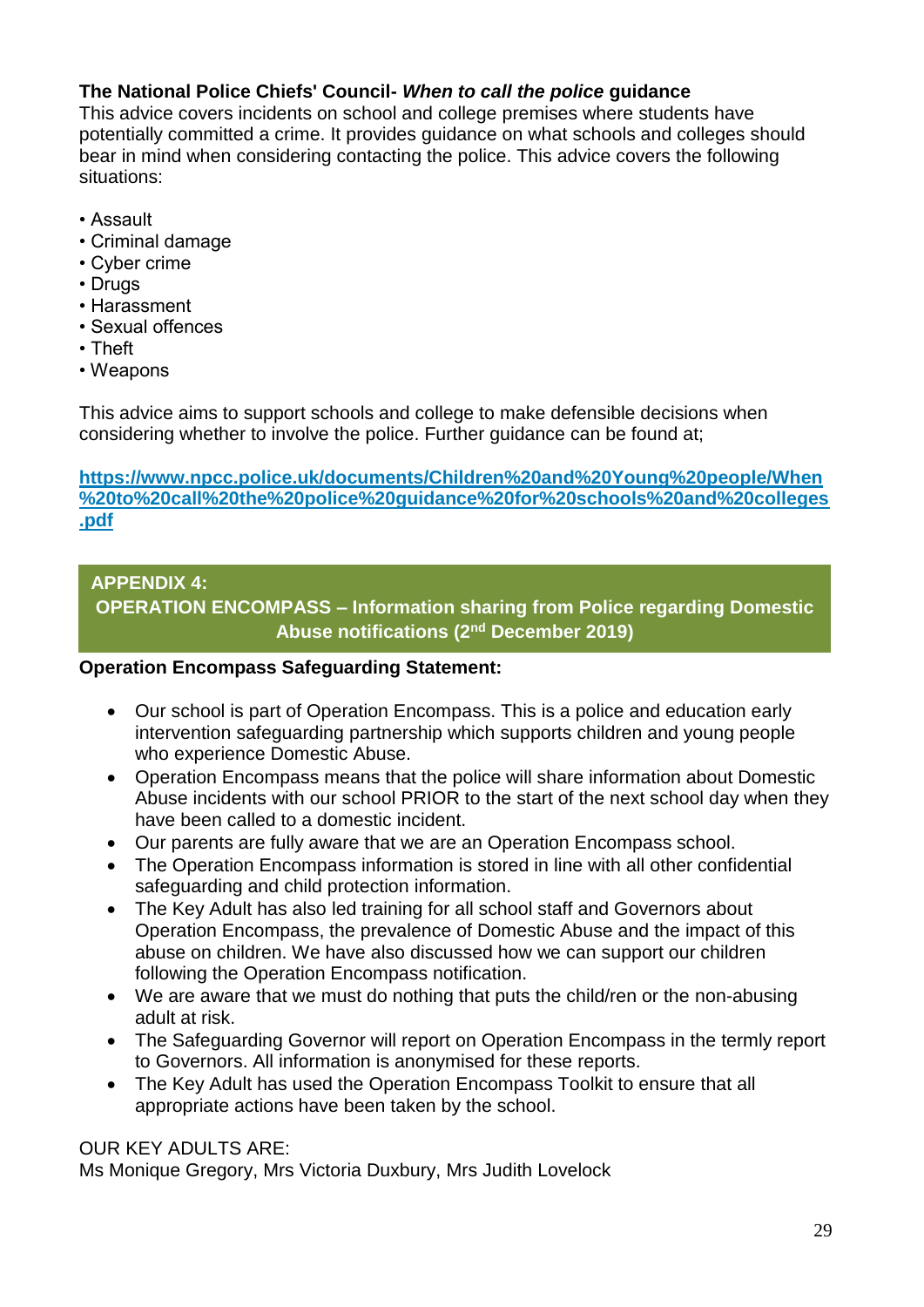**The National Police Chiefs' Council- *When to call the police* guidance**

This advice covers incidents on school and college premises where students have potentially committed a crime. It provides guidance on what schools and colleges should bear in mind when considering contacting the police. This advice covers the following situations:

- Assault
- Criminal damage
- Cyber crime
- Drugs
- Harassment
- Sexual offences
- Theft
- Weapons

This advice aims to support schools and college to make defensible decisions when considering whether to involve the police. Further guidance can be found at;

**https://www.npcc.police.uk/documents/Children%20and%20Young%20people/When%20to%20call%20the%20police%20guidance%20for%20schools%20and%20colleges.pdf**

## APPENDIX 4:
## OPERATION ENCOMPASS – Information sharing from Police regarding Domestic Abuse notifications (2nd December 2019)

**Operation Encompass Safeguarding Statement:**

- Our school is part of Operation Encompass. This is a police and education early intervention safeguarding partnership which supports children and young people who experience Domestic Abuse.
- Operation Encompass means that the police will share information about Domestic Abuse incidents with our school PRIOR to the start of the next school day when they have been called to a domestic incident.
- Our parents are fully aware that we are an Operation Encompass school.
- The Operation Encompass information is stored in line with all other confidential safeguarding and child protection information.
- The Key Adult has also led training for all school staff and Governors about Operation Encompass, the prevalence of Domestic Abuse and the impact of this abuse on children. We have also discussed how we can support our children following the Operation Encompass notification.
- We are aware that we must do nothing that puts the child/ren or the non-abusing adult at risk.
- The Safeguarding Governor will report on Operation Encompass in the termly report to Governors. All information is anonymised for these reports.
- The Key Adult has used the Operation Encompass Toolkit to ensure that all appropriate actions have been taken by the school.

OUR KEY ADULTS ARE:
Ms Monique Gregory, Mrs Victoria Duxbury, Mrs Judith Lovelock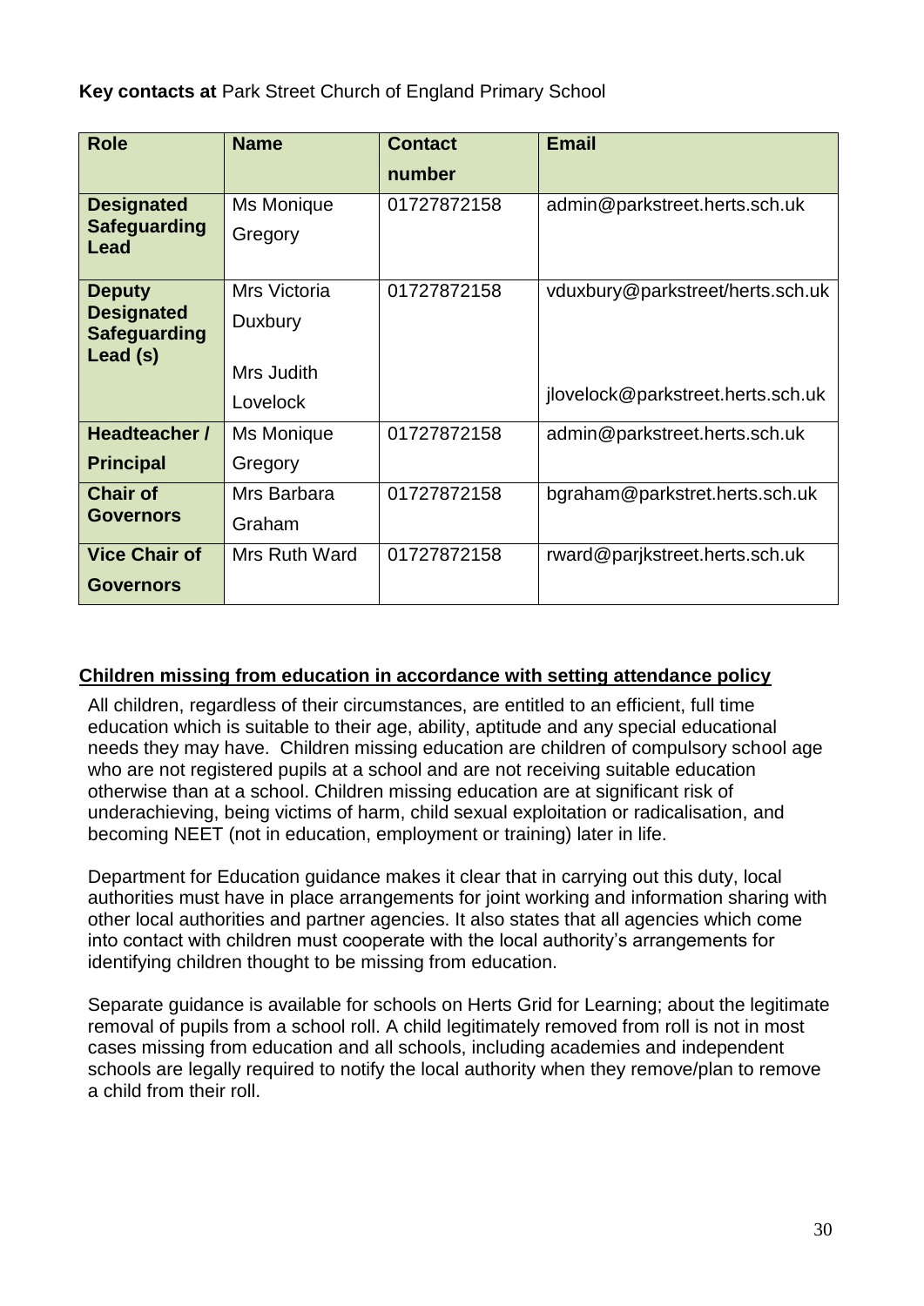**Key contacts at** Park Street Church of England Primary School

| Role | Name | Contact number | Email |
|---|---|---|---|
| **Designated Safeguarding Lead** | Ms Monique Gregory | 01727872158 | admin@parkstreet.herts.sch.uk |
| **Deputy Designated Safeguarding Lead (s)** | Mrs Victoria Duxbury<br><br>Mrs Judith Lovelock | 01727872158 | vduxbury@parkstreet/herts.sch.uk<br><br>jlovelock@parkstreet.herts.sch.uk |
| **Headteacher / Principal** | Ms Monique Gregory | 01727872158 | admin@parkstreet.herts.sch.uk |
| **Chair of Governors** | Mrs Barbara Graham | 01727872158 | bgraham@parkstret.herts.sch.uk |
| **Vice Chair of Governors** | Mrs Ruth Ward | 01727872158 | rward@parjkstreet.herts.sch.uk |

## Children missing from education in accordance with setting attendance policy

All children, regardless of their circumstances, are entitled to an efficient, full time education which is suitable to their age, ability, aptitude and any special educational needs they may have. Children missing education are children of compulsory school age who are not registered pupils at a school and are not receiving suitable education otherwise than at a school. Children missing education are at significant risk of underachieving, being victims of harm, child sexual exploitation or radicalisation, and becoming NEET (not in education, employment or training) later in life.

Department for Education guidance makes it clear that in carrying out this duty, local authorities must have in place arrangements for joint working and information sharing with other local authorities and partner agencies. It also states that all agencies which come into contact with children must cooperate with the local authority's arrangements for identifying children thought to be missing from education.

Separate guidance is available for schools on Herts Grid for Learning; about the legitimate removal of pupils from a school roll. A child legitimately removed from roll is not in most cases missing from education and all schools, including academies and independent schools are legally required to notify the local authority when they remove/plan to remove a child from their roll.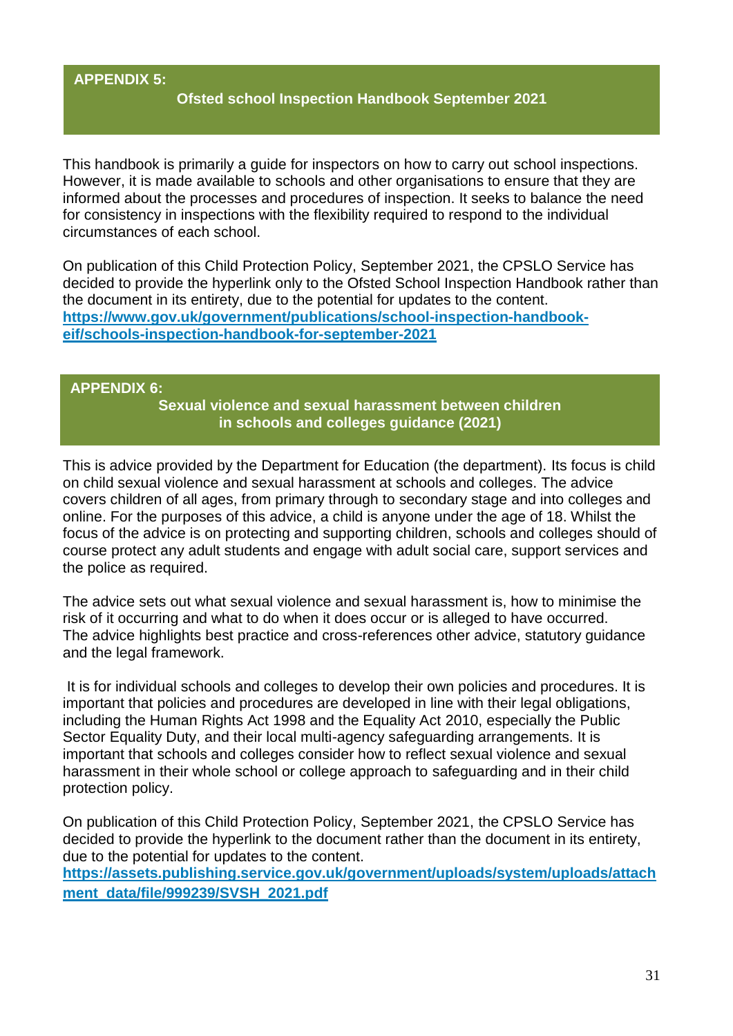## APPENDIX 5:

### Ofsted school Inspection Handbook September 2021

This handbook is primarily a guide for inspectors on how to carry out school inspections. However, it is made available to schools and other organisations to ensure that they are informed about the processes and procedures of inspection. It seeks to balance the need for consistency in inspections with the flexibility required to respond to the individual circumstances of each school.

On publication of this Child Protection Policy, September 2021, the CPSLO Service has decided to provide the hyperlink only to the Ofsted School Inspection Handbook rather than the document in its entirety, due to the potential for updates to the content.
**https://www.gov.uk/government/publications/school-inspection-handbook-eif/schools-inspection-handbook-for-september-2021**

## APPENDIX 6:

### Sexual violence and sexual harassment between children in schools and colleges guidance (2021)

This is advice provided by the Department for Education (the department). Its focus is child on child sexual violence and sexual harassment at schools and colleges. The advice covers children of all ages, from primary through to secondary stage and into colleges and online. For the purposes of this advice, a child is anyone under the age of 18. Whilst the focus of the advice is on protecting and supporting children, schools and colleges should of course protect any adult students and engage with adult social care, support services and the police as required.

The advice sets out what sexual violence and sexual harassment is, how to minimise the risk of it occurring and what to do when it does occur or is alleged to have occurred. The advice highlights best practice and cross-references other advice, statutory guidance and the legal framework.

It is for individual schools and colleges to develop their own policies and procedures. It is important that policies and procedures are developed in line with their legal obligations, including the Human Rights Act 1998 and the Equality Act 2010, especially the Public Sector Equality Duty, and their local multi-agency safeguarding arrangements. It is important that schools and colleges consider how to reflect sexual violence and sexual harassment in their whole school or college approach to safeguarding and in their child protection policy.

On publication of this Child Protection Policy, September 2021, the CPSLO Service has decided to provide the hyperlink to the document rather than the document in its entirety, due to the potential for updates to the content.
**https://assets.publishing.service.gov.uk/government/uploads/system/uploads/attachment_data/file/999239/SVSH_2021.pdf**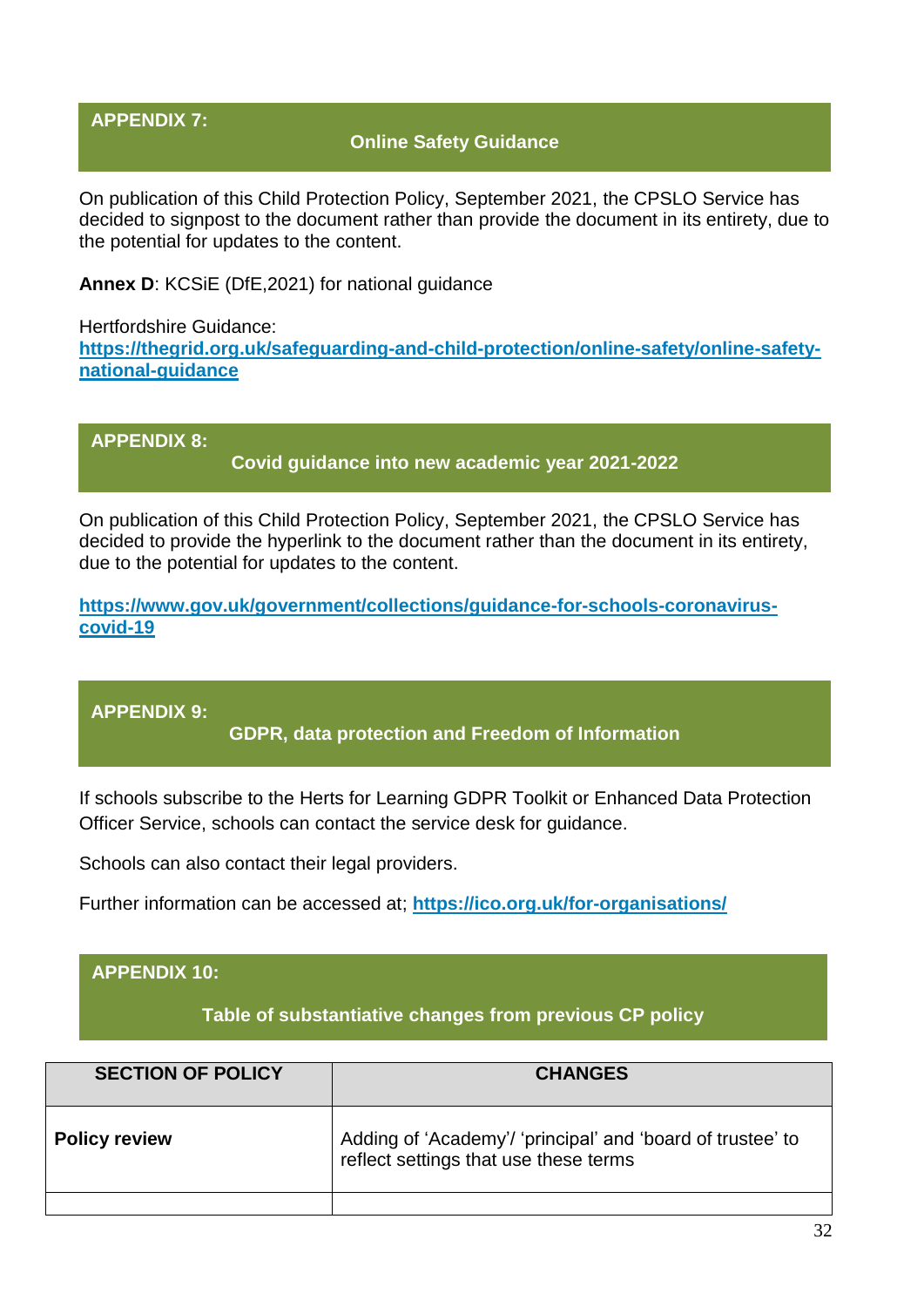## APPENDIX 7: Online Safety Guidance

On publication of this Child Protection Policy, September 2021, the CPSLO Service has decided to signpost to the document rather than provide the document in its entirety, due to the potential for updates to the content.

**Annex D**: KCSiE (DfE,2021) for national guidance

Hertfordshire Guidance:
**https://thegrid.org.uk/safeguarding-and-child-protection/online-safety/online-safety-national-guidance**

## APPENDIX 8: Covid guidance into new academic year 2021-2022

On publication of this Child Protection Policy, September 2021, the CPSLO Service has decided to provide the hyperlink to the document rather than the document in its entirety, due to the potential for updates to the content.

**https://www.gov.uk/government/collections/guidance-for-schools-coronavirus-covid-19**

## APPENDIX 9: GDPR, data protection and Freedom of Information

If schools subscribe to the Herts for Learning GDPR Toolkit or Enhanced Data Protection Officer Service, schools can contact the service desk for guidance.

Schools can also contact their legal providers.

Further information can be accessed at; **https://ico.org.uk/for-organisations/**

## APPENDIX 10: Table of substantiative changes from previous CP policy

| SECTION OF POLICY | CHANGES |
|---|---|
| **Policy review** | Adding of 'Academy'/ 'principal' and 'board of trustee' to reflect settings that use these terms |
| | |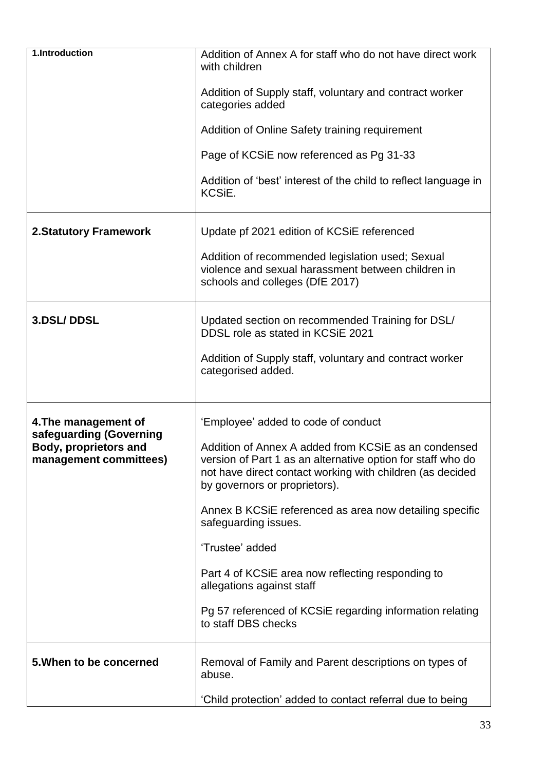| | |
|---|---|
| **1.Introduction** | Addition of Annex A for staff who do not have direct work with children<br><br>Addition of Supply staff, voluntary and contract worker categories added<br><br>Addition of Online Safety training requirement<br><br>Page of KCSiE now referenced as Pg 31-33<br><br>Addition of 'best' interest of the child to reflect language in KCSiE. |
| **2.Statutory Framework** | Update pf 2021 edition of KCSiE referenced<br><br>Addition of recommended legislation used; Sexual violence and sexual harassment between children in schools and colleges (DfE 2017) |
| **3.DSL/ DDSL** | Updated section on recommended Training for DSL/ DDSL role as stated in KCSiE 2021<br><br>Addition of Supply staff, voluntary and contract worker categorised added. |
| **4.The management of safeguarding (Governing Body, proprietors and management committees)** | 'Employee' added to code of conduct<br><br>Addition of Annex A added from KCSiE as an condensed version of Part 1 as an alternative option for staff who do not have direct contact working with children (as decided by governors or proprietors).<br><br>Annex B KCSiE referenced as area now detailing specific safeguarding issues.<br><br>'Trustee' added<br><br>Part 4 of KCSiE area now reflecting responding to allegations against staff<br><br>Pg 57 referenced of KCSiE regarding information relating to staff DBS checks |
| **5.When to be concerned** | Removal of Family and Parent descriptions on types of abuse.<br><br>'Child protection' added to contact referral due to being |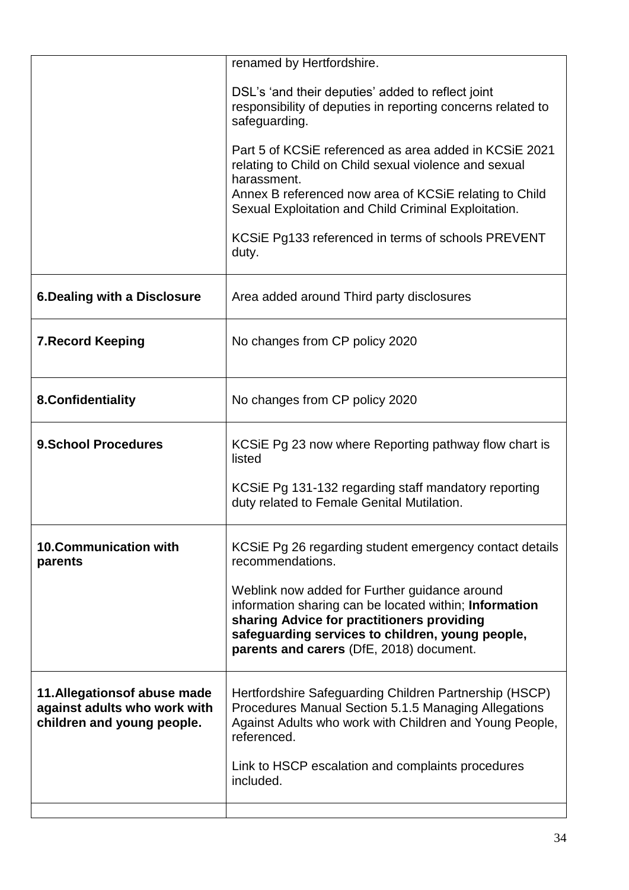| | |
|---|---|
| | renamed by Hertfordshire.<br><br>DSL's 'and their deputies' added to reflect joint responsibility of deputies in reporting concerns related to safeguarding.<br><br>Part 5 of KCSiE referenced as area added in KCSiE 2021 relating to Child on Child sexual violence and sexual harassment.<br>Annex B referenced now area of KCSiE relating to Child Sexual Exploitation and Child Criminal Exploitation.<br><br>KCSiE Pg133 referenced in terms of schools PREVENT duty. |
| **6.Dealing with a Disclosure** | Area added around Third party disclosures |
| **7.Record Keeping** | No changes from CP policy 2020 |
| **8.Confidentiality** | No changes from CP policy 2020 |
| **9.School Procedures** | KCSiE Pg 23 now where Reporting pathway flow chart is listed<br><br>KCSiE Pg 131-132 regarding staff mandatory reporting duty related to Female Genital Mutilation. |
| **10.Communication with parents** | KCSiE Pg 26 regarding student emergency contact details recommendations.<br><br>Weblink now added for Further guidance around information sharing can be located within; **Information sharing Advice for practitioners providing safeguarding services to children, young people, parents and carers** (DfE, 2018) document. |
| **11.Allegationsof abuse made against adults who work with children and young people.** | Hertfordshire Safeguarding Children Partnership (HSCP) Procedures Manual Section 5.1.5 Managing Allegations Against Adults who work with Children and Young People, referenced.<br><br>Link to HSCP escalation and complaints procedures included. |
| | |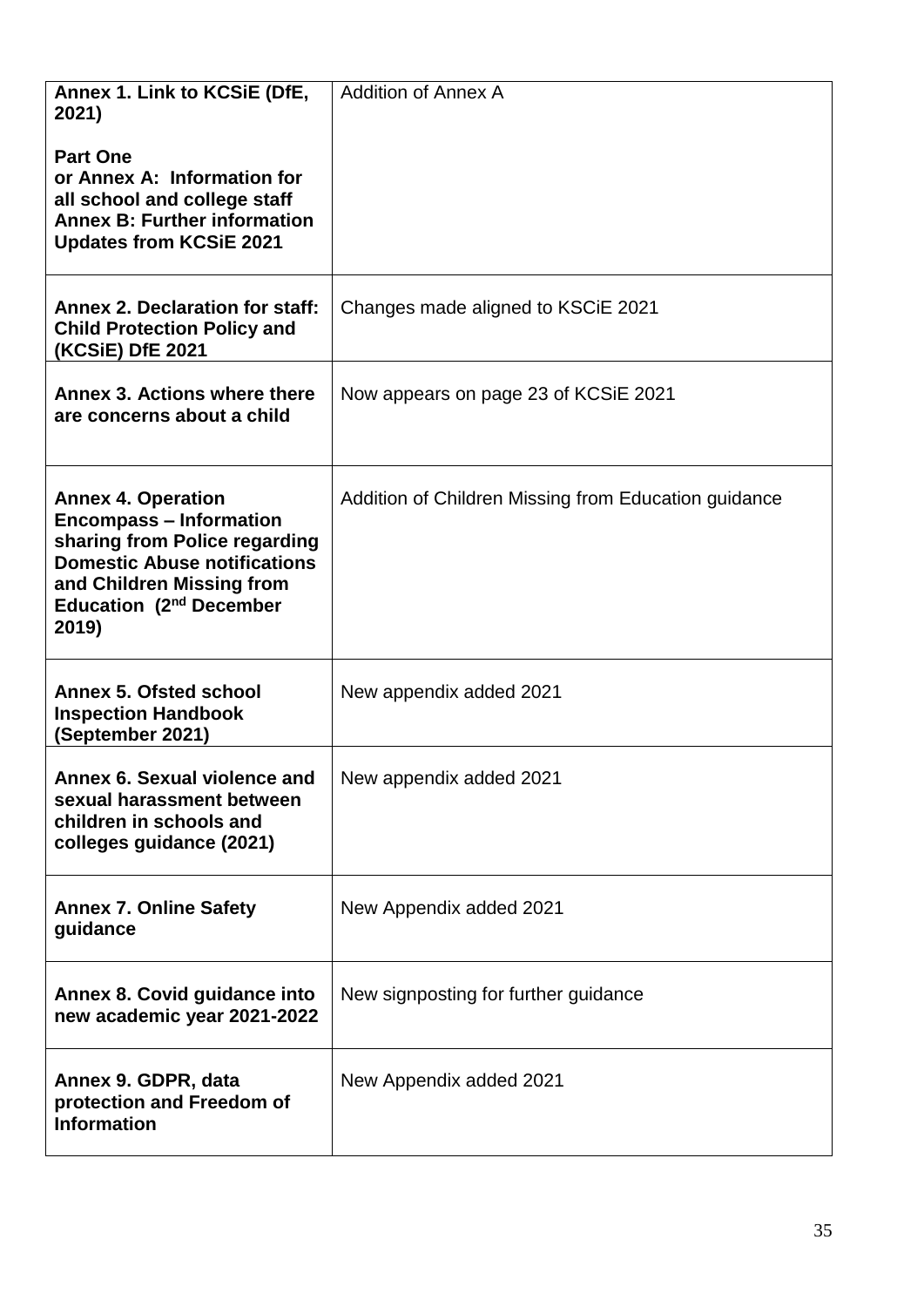| | |
|---|---|
| **Annex 1. Link to KCSiE (DfE, 2021)**<br><br>**Part One**<br>**or Annex A: Information for all school and college staff**<br>**Annex B: Further information**<br>**Updates from KCSiE 2021** | Addition of Annex A |
| **Annex 2. Declaration for staff: Child Protection Policy and (KCSiE) DfE 2021** | Changes made aligned to KSCiE 2021 |
| **Annex 3. Actions where there are concerns about a child** | Now appears on page 23 of KCSiE 2021 |
| **Annex 4. Operation Encompass – Information sharing from Police regarding Domestic Abuse notifications and Children Missing from Education (2nd December 2019)** | Addition of Children Missing from Education guidance |
| **Annex 5. Ofsted school Inspection Handbook (September 2021)** | New appendix added 2021 |
| **Annex 6. Sexual violence and sexual harassment between children in schools and colleges guidance (2021)** | New appendix added 2021 |
| **Annex 7. Online Safety guidance** | New Appendix added 2021 |
| **Annex 8. Covid guidance into new academic year 2021-2022** | New signposting for further guidance |
| **Annex 9. GDPR, data protection and Freedom of Information** | New Appendix added 2021 |